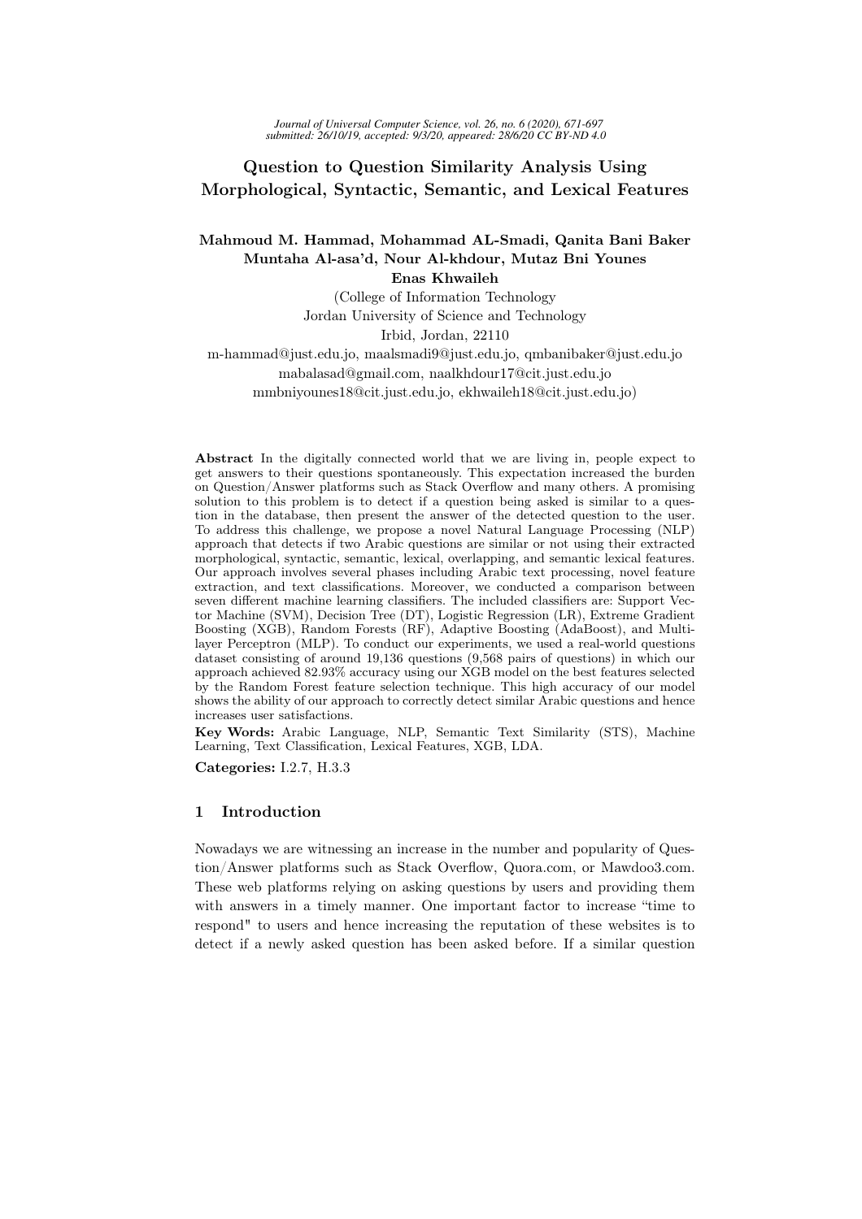# Question to Question Similarity Analysis Using Morphological, Syntactic, Semantic, and Lexical Features

**Mahmoud M. Hammad, Mohammad AL-Smadi, Qanita Bani Baker Muntaha Al-asa'd, Nour Al-khdour, Mutaz Bni Younes Enas Khwaileh**

(College of Information Technology
Jordan University of Science and Technology
Irbid, Jordan, 22110
m-hammad@just.edu.jo, maalsmadi9@just.edu.jo, qmbanibaker@just.edu.jo
mabalasad@gmail.com, naalkhdour17@cit.just.edu.jo
mmbniyounes18@cit.just.edu.jo, ekhwaileh18@cit.just.edu.jo)

**Abstract** In the digitally connected world that we are living in, people expect to get answers to their questions spontaneously. This expectation increased the burden on Question/Answer platforms such as Stack Overflow and many others. A promising solution to this problem is to detect if a question being asked is similar to a question in the database, then present the answer of the detected question to the user. To address this challenge, we propose a novel Natural Language Processing (NLP) approach that detects if two Arabic questions are similar or not using their extracted morphological, syntactic, semantic, lexical, overlapping, and semantic lexical features. Our approach involves several phases including Arabic text processing, novel feature extraction, and text classifications. Moreover, we conducted a comparison between seven different machine learning classifiers. The included classifiers are: Support Vector Machine (SVM), Decision Tree (DT), Logistic Regression (LR), Extreme Gradient Boosting (XGB), Random Forests (RF), Adaptive Boosting (AdaBoost), and Multilayer Perceptron (MLP). To conduct our experiments, we used a real-world questions dataset consisting of around 19,136 questions (9,568 pairs of questions) in which our approach achieved 82.93% accuracy using our XGB model on the best features selected by the Random Forest feature selection technique. This high accuracy of our model shows the ability of our approach to correctly detect similar Arabic questions and hence increases user satisfactions.

**Key Words:** Arabic Language, NLP, Semantic Text Similarity (STS), Machine Learning, Text Classification, Lexical Features, XGB, LDA.

**Categories:** I.2.7, H.3.3

## 1 Introduction

Nowadays we are witnessing an increase in the number and popularity of Question/Answer platforms such as Stack Overflow, Quora.com, or Mawdoo3.com. These web platforms relying on asking questions by users and providing them with answers in a timely manner. One important factor to increase "time to respond" to users and hence increasing the reputation of these websites is to detect if a newly asked question has been asked before. If a similar question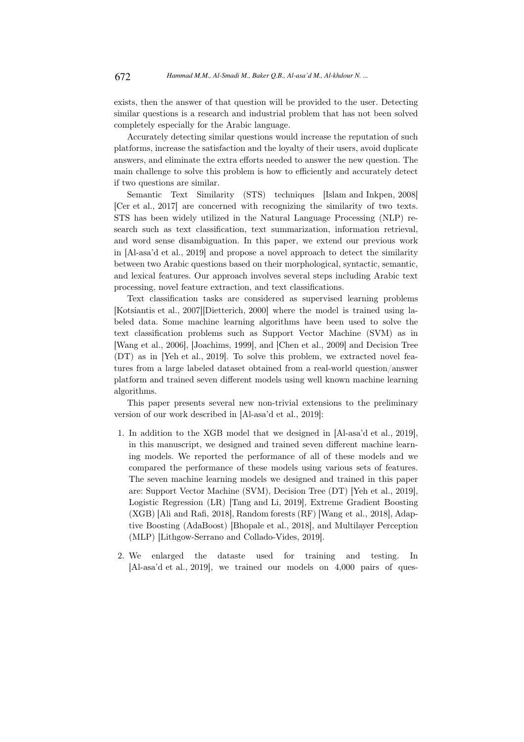exists, then the answer of that question will be provided to the user. Detecting similar questions is a research and industrial problem that has not been solved completely especially for the Arabic language.

Accurately detecting similar questions would increase the reputation of such platforms, increase the satisfaction and the loyalty of their users, avoid duplicate answers, and eliminate the extra efforts needed to answer the new question. The main challenge to solve this problem is how to efficiently and accurately detect if two questions are similar.

Semantic Text Similarity (STS) techniques [Islam and Inkpen, 2008] [Cer et al., 2017] are concerned with recognizing the similarity of two texts. STS has been widely utilized in the Natural Language Processing (NLP) research such as text classification, text summarization, information retrieval, and word sense disambiguation. In this paper, we extend our previous work in [Al-asa'd et al., 2019] and propose a novel approach to detect the similarity between two Arabic questions based on their morphological, syntactic, semantic, and lexical features. Our approach involves several steps including Arabic text processing, novel feature extraction, and text classifications.

Text classification tasks are considered as supervised learning problems [Kotsiantis et al., 2007][Dietterich, 2000] where the model is trained using labeled data. Some machine learning algorithms have been used to solve the text classification problems such as Support Vector Machine (SVM) as in [Wang et al., 2006], [Joachims, 1999], and [Chen et al., 2009] and Decision Tree (DT) as in [Yeh et al., 2019]. To solve this problem, we extracted novel features from a large labeled dataset obtained from a real-world question/answer platform and trained seven different models using well known machine learning algorithms.

This paper presents several new non-trivial extensions to the preliminary version of our work described in [Al-asa'd et al., 2019]:

1. In addition to the XGB model that we designed in [Al-asa'd et al., 2019], in this manuscript, we designed and trained seven different machine learning models. We reported the performance of all of these models and we compared the performance of these models using various sets of features. The seven machine learning models we designed and trained in this paper are: Support Vector Machine (SVM), Decision Tree (DT) [Yeh et al., 2019], Logistic Regression (LR) [Tang and Li, 2019], Extreme Gradient Boosting (XGB) [Ali and Rafi, 2018], Random forests (RF) [Wang et al., 2018], Adaptive Boosting (AdaBoost) [Bhopale et al., 2018], and Multilayer Perception (MLP) [Lithgow-Serrano and Collado-Vides, 2019].

2. We enlarged the dataste used for training and testing. In [Al-asa'd et al., 2019], we trained our models on 4,000 pairs of ques-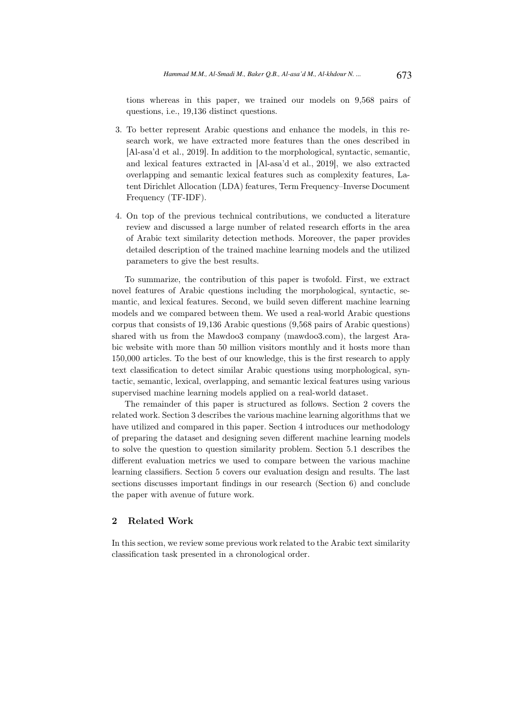tions whereas in this paper, we trained our models on 9,568 pairs of questions, i.e., 19,136 distinct questions.

3. To better represent Arabic questions and enhance the models, in this research work, we have extracted more features than the ones described in [Al-asa'd et al., 2019]. In addition to the morphological, syntactic, semantic, and lexical features extracted in [Al-asa'd et al., 2019], we also extracted overlapping and semantic lexical features such as complexity features, Latent Dirichlet Allocation (LDA) features, Term Frequency–Inverse Document Frequency (TF-IDF).

4. On top of the previous technical contributions, we conducted a literature review and discussed a large number of related research efforts in the area of Arabic text similarity detection methods. Moreover, the paper provides detailed description of the trained machine learning models and the utilized parameters to give the best results.

To summarize, the contribution of this paper is twofold. First, we extract novel features of Arabic questions including the morphological, syntactic, semantic, and lexical features. Second, we build seven different machine learning models and we compared between them. We used a real-world Arabic questions corpus that consists of 19,136 Arabic questions (9,568 pairs of Arabic questions) shared with us from the Mawdoo3 company (mawdoo3.com), the largest Arabic website with more than 50 million visitors monthly and it hosts more than 150,000 articles. To the best of our knowledge, this is the first research to apply text classification to detect similar Arabic questions using morphological, syntactic, semantic, lexical, overlapping, and semantic lexical features using various supervised machine learning models applied on a real-world dataset.

The remainder of this paper is structured as follows. Section 2 covers the related work. Section 3 describes the various machine learning algorithms that we have utilized and compared in this paper. Section 4 introduces our methodology of preparing the dataset and designing seven different machine learning models to solve the question to question similarity problem. Section 5.1 describes the different evaluation metrics we used to compare between the various machine learning classifiers. Section 5 covers our evaluation design and results. The last sections discusses important findings in our research (Section 6) and conclude the paper with avenue of future work.

## 2 Related Work

In this section, we review some previous work related to the Arabic text similarity classification task presented in a chronological order.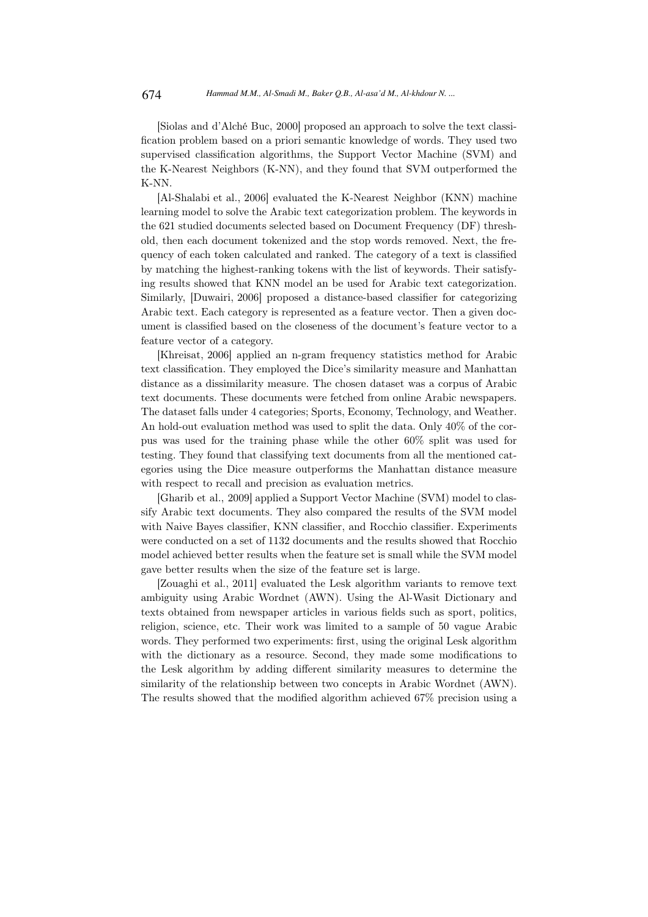[Siolas and d'Alché Buc, 2000] proposed an approach to solve the text classification problem based on a priori semantic knowledge of words. They used two supervised classification algorithms, the Support Vector Machine (SVM) and the K-Nearest Neighbors (K-NN), and they found that SVM outperformed the K-NN.

[Al-Shalabi et al., 2006] evaluated the K-Nearest Neighbor (KNN) machine learning model to solve the Arabic text categorization problem. The keywords in the 621 studied documents selected based on Document Frequency (DF) threshold, then each document tokenized and the stop words removed. Next, the frequency of each token calculated and ranked. The category of a text is classified by matching the highest-ranking tokens with the list of keywords. Their satisfying results showed that KNN model an be used for Arabic text categorization. Similarly, [Duwairi, 2006] proposed a distance-based classifier for categorizing Arabic text. Each category is represented as a feature vector. Then a given document is classified based on the closeness of the document's feature vector to a feature vector of a category.

[Khreisat, 2006] applied an n-gram frequency statistics method for Arabic text classification. They employed the Dice's similarity measure and Manhattan distance as a dissimilarity measure. The chosen dataset was a corpus of Arabic text documents. These documents were fetched from online Arabic newspapers. The dataset falls under 4 categories; Sports, Economy, Technology, and Weather. An hold-out evaluation method was used to split the data. Only 40% of the corpus was used for the training phase while the other 60% split was used for testing. They found that classifying text documents from all the mentioned categories using the Dice measure outperforms the Manhattan distance measure with respect to recall and precision as evaluation metrics.

[Gharib et al., 2009] applied a Support Vector Machine (SVM) model to classify Arabic text documents. They also compared the results of the SVM model with Naive Bayes classifier, KNN classifier, and Rocchio classifier. Experiments were conducted on a set of 1132 documents and the results showed that Rocchio model achieved better results when the feature set is small while the SVM model gave better results when the size of the feature set is large.

[Zouaghi et al., 2011] evaluated the Lesk algorithm variants to remove text ambiguity using Arabic Wordnet (AWN). Using the Al-Wasit Dictionary and texts obtained from newspaper articles in various fields such as sport, politics, religion, science, etc. Their work was limited to a sample of 50 vague Arabic words. They performed two experiments: first, using the original Lesk algorithm with the dictionary as a resource. Second, they made some modifications to the Lesk algorithm by adding different similarity measures to determine the similarity of the relationship between two concepts in Arabic Wordnet (AWN). The results showed that the modified algorithm achieved 67% precision using a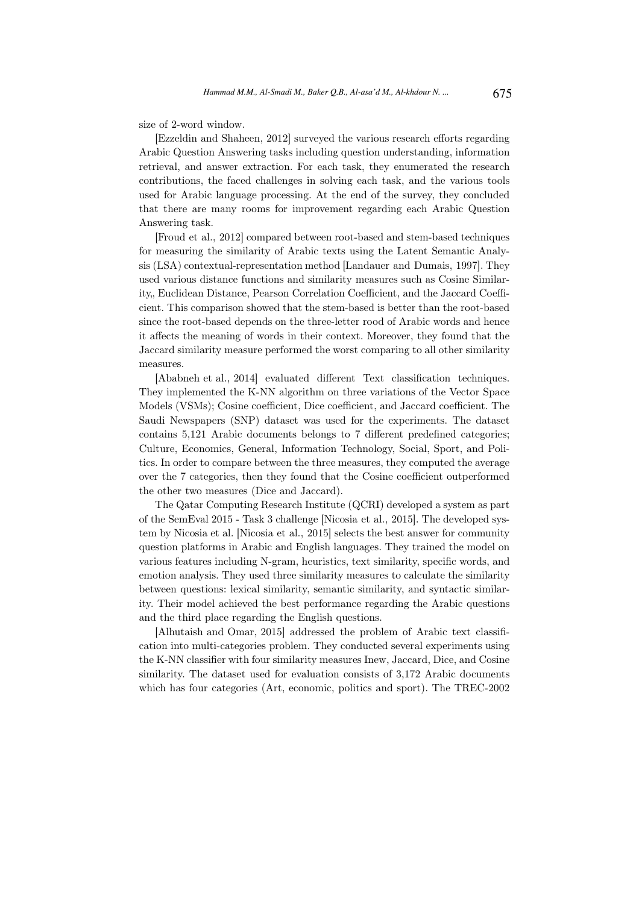size of 2-word window.

[Ezzeldin and Shaheen, 2012] surveyed the various research efforts regarding Arabic Question Answering tasks including question understanding, information retrieval, and answer extraction. For each task, they enumerated the research contributions, the faced challenges in solving each task, and the various tools used for Arabic language processing. At the end of the survey, they concluded that there are many rooms for improvement regarding each Arabic Question Answering task.

[Froud et al., 2012] compared between root-based and stem-based techniques for measuring the similarity of Arabic texts using the Latent Semantic Analysis (LSA) contextual-representation method [Landauer and Dumais, 1997]. They used various distance functions and similarity measures such as Cosine Similarity,, Euclidean Distance, Pearson Correlation Coefficient, and the Jaccard Coefficient. This comparison showed that the stem-based is better than the root-based since the root-based depends on the three-letter rood of Arabic words and hence it affects the meaning of words in their context. Moreover, they found that the Jaccard similarity measure performed the worst comparing to all other similarity measures.

[Ababneh et al., 2014] evaluated different Text classification techniques. They implemented the K-NN algorithm on three variations of the Vector Space Models (VSMs); Cosine coefficient, Dice coefficient, and Jaccard coefficient. The Saudi Newspapers (SNP) dataset was used for the experiments. The dataset contains 5,121 Arabic documents belongs to 7 different predefined categories; Culture, Economics, General, Information Technology, Social, Sport, and Politics. In order to compare between the three measures, they computed the average over the 7 categories, then they found that the Cosine coefficient outperformed the other two measures (Dice and Jaccard).

The Qatar Computing Research Institute (QCRI) developed a system as part of the SemEval 2015 - Task 3 challenge [Nicosia et al., 2015]. The developed system by Nicosia et al. [Nicosia et al., 2015] selects the best answer for community question platforms in Arabic and English languages. They trained the model on various features including N-gram, heuristics, text similarity, specific words, and emotion analysis. They used three similarity measures to calculate the similarity between questions: lexical similarity, semantic similarity, and syntactic similarity. Their model achieved the best performance regarding the Arabic questions and the third place regarding the English questions.

[Alhutaish and Omar, 2015] addressed the problem of Arabic text classification into multi-categories problem. They conducted several experiments using the K-NN classifier with four similarity measures Inew, Jaccard, Dice, and Cosine similarity. The dataset used for evaluation consists of 3,172 Arabic documents which has four categories (Art, economic, politics and sport). The TREC-2002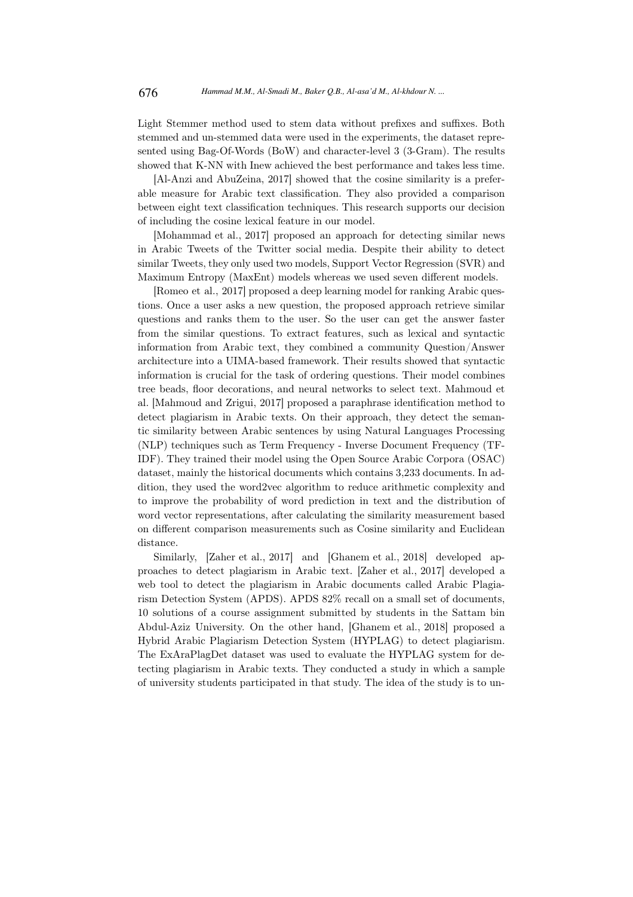Light Stemmer method used to stem data without prefixes and suffixes. Both stemmed and un-stemmed data were used in the experiments, the dataset represented using Bag-Of-Words (BoW) and character-level 3 (3-Gram). The results showed that K-NN with Inew achieved the best performance and takes less time.

[Al-Anzi and AbuZeina, 2017] showed that the cosine similarity is a preferable measure for Arabic text classification. They also provided a comparison between eight text classification techniques. This research supports our decision of including the cosine lexical feature in our model.

[Mohammad et al., 2017] proposed an approach for detecting similar news in Arabic Tweets of the Twitter social media. Despite their ability to detect similar Tweets, they only used two models, Support Vector Regression (SVR) and Maximum Entropy (MaxEnt) models whereas we used seven different models.

[Romeo et al., 2017] proposed a deep learning model for ranking Arabic questions. Once a user asks a new question, the proposed approach retrieve similar questions and ranks them to the user. So the user can get the answer faster from the similar questions. To extract features, such as lexical and syntactic information from Arabic text, they combined a community Question/Answer architecture into a UIMA-based framework. Their results showed that syntactic information is crucial for the task of ordering questions. Their model combines tree beads, floor decorations, and neural networks to select text. Mahmoud et al. [Mahmoud and Zrigui, 2017] proposed a paraphrase identification method to detect plagiarism in Arabic texts. On their approach, they detect the semantic similarity between Arabic sentences by using Natural Languages Processing (NLP) techniques such as Term Frequency - Inverse Document Frequency (TF-IDF). They trained their model using the Open Source Arabic Corpora (OSAC) dataset, mainly the historical documents which contains 3,233 documents. In addition, they used the word2vec algorithm to reduce arithmetic complexity and to improve the probability of word prediction in text and the distribution of word vector representations, after calculating the similarity measurement based on different comparison measurements such as Cosine similarity and Euclidean distance.

Similarly, [Zaher et al., 2017] and [Ghanem et al., 2018] developed approaches to detect plagiarism in Arabic text. [Zaher et al., 2017] developed a web tool to detect the plagiarism in Arabic documents called Arabic Plagiarism Detection System (APDS). APDS 82% recall on a small set of documents, 10 solutions of a course assignment submitted by students in the Sattam bin Abdul-Aziz University. On the other hand, [Ghanem et al., 2018] proposed a Hybrid Arabic Plagiarism Detection System (HYPLAG) to detect plagiarism. The ExAraPlagDet dataset was used to evaluate the HYPLAG system for detecting plagiarism in Arabic texts. They conducted a study in which a sample of university students participated in that study. The idea of the study is to un-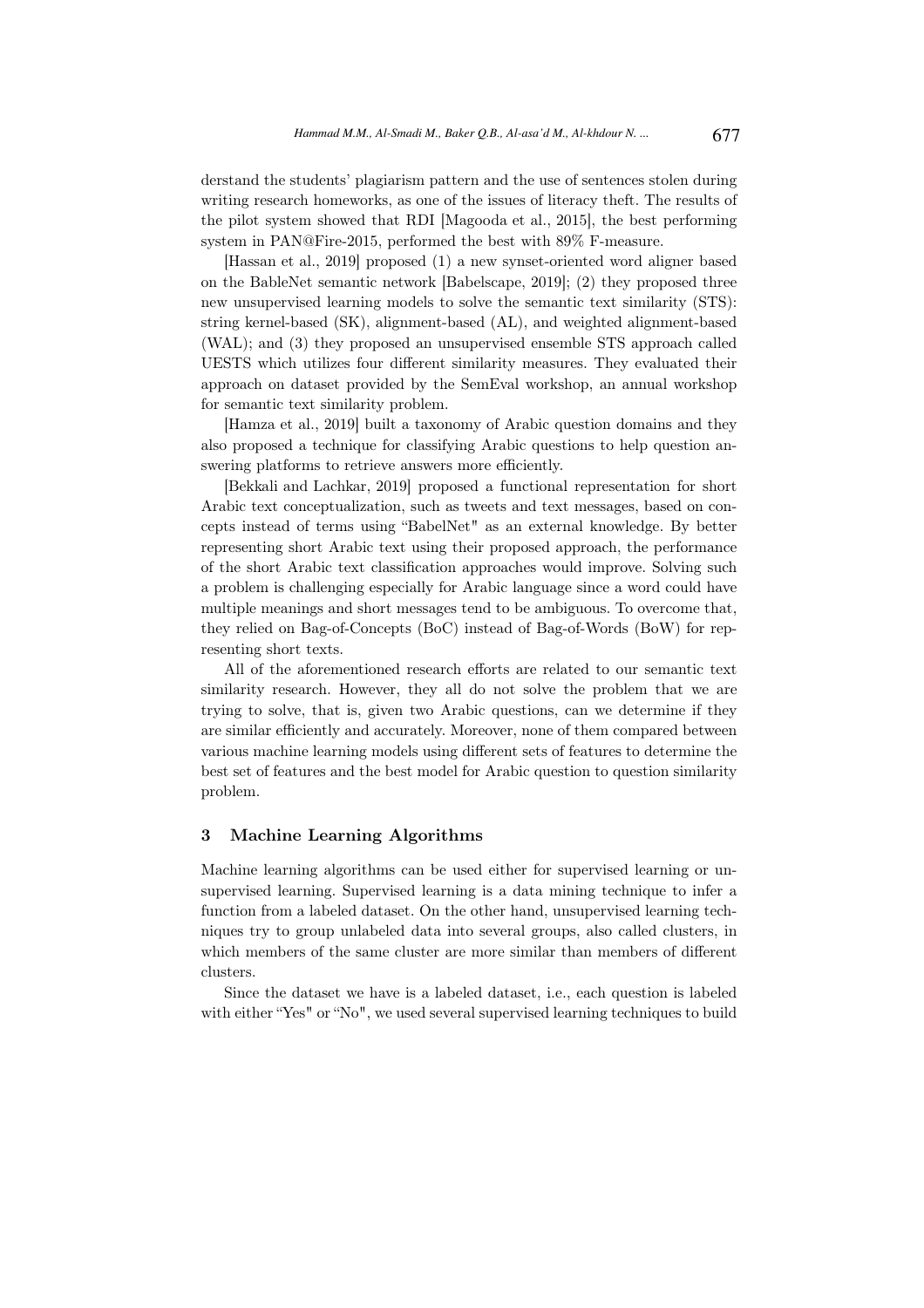derstand the students' plagiarism pattern and the use of sentences stolen during writing research homeworks, as one of the issues of literacy theft. The results of the pilot system showed that RDI [Magooda et al., 2015], the best performing system in PAN@Fire-2015, performed the best with 89% F-measure.

[Hassan et al., 2019] proposed (1) a new synset-oriented word aligner based on the BableNet semantic network [Babelscape, 2019]; (2) they proposed three new unsupervised learning models to solve the semantic text similarity (STS): string kernel-based (SK), alignment-based (AL), and weighted alignment-based (WAL); and (3) they proposed an unsupervised ensemble STS approach called UESTS which utilizes four different similarity measures. They evaluated their approach on dataset provided by the SemEval workshop, an annual workshop for semantic text similarity problem.

[Hamza et al., 2019] built a taxonomy of Arabic question domains and they also proposed a technique for classifying Arabic questions to help question answering platforms to retrieve answers more efficiently.

[Bekkali and Lachkar, 2019] proposed a functional representation for short Arabic text conceptualization, such as tweets and text messages, based on concepts instead of terms using "BabelNet" as an external knowledge. By better representing short Arabic text using their proposed approach, the performance of the short Arabic text classification approaches would improve. Solving such a problem is challenging especially for Arabic language since a word could have multiple meanings and short messages tend to be ambiguous. To overcome that, they relied on Bag-of-Concepts (BoC) instead of Bag-of-Words (BoW) for representing short texts.

All of the aforementioned research efforts are related to our semantic text similarity research. However, they all do not solve the problem that we are trying to solve, that is, given two Arabic questions, can we determine if they are similar efficiently and accurately. Moreover, none of them compared between various machine learning models using different sets of features to determine the best set of features and the best model for Arabic question to question similarity problem.

## 3 Machine Learning Algorithms

Machine learning algorithms can be used either for supervised learning or unsupervised learning. Supervised learning is a data mining technique to infer a function from a labeled dataset. On the other hand, unsupervised learning techniques try to group unlabeled data into several groups, also called clusters, in which members of the same cluster are more similar than members of different clusters.

Since the dataset we have is a labeled dataset, i.e., each question is labeled with either "Yes" or "No", we used several supervised learning techniques to build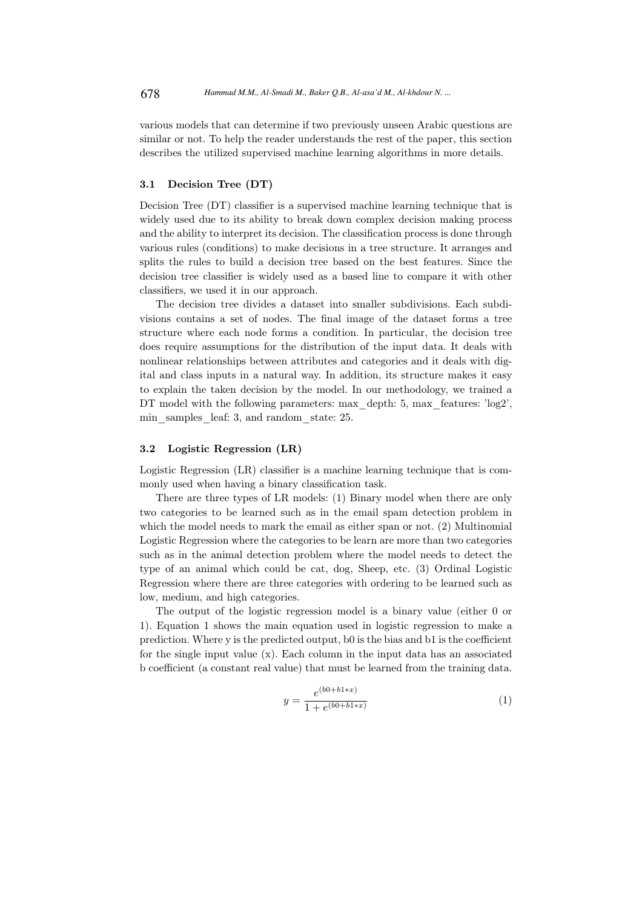various models that can determine if two previously unseen Arabic questions are similar or not. To help the reader understands the rest of the paper, this section describes the utilized supervised machine learning algorithms in more details.

### 3.1 Decision Tree (DT)

Decision Tree (DT) classifier is a supervised machine learning technique that is widely used due to its ability to break down complex decision making process and the ability to interpret its decision. The classification process is done through various rules (conditions) to make decisions in a tree structure. It arranges and splits the rules to build a decision tree based on the best features. Since the decision tree classifier is widely used as a based line to compare it with other classifiers, we used it in our approach.

The decision tree divides a dataset into smaller subdivisions. Each subdivisions contains a set of nodes. The final image of the dataset forms a tree structure where each node forms a condition. In particular, the decision tree does require assumptions for the distribution of the input data. It deals with nonlinear relationships between attributes and categories and it deals with digital and class inputs in a natural way. In addition, its structure makes it easy to explain the taken decision by the model. In our methodology, we trained a DT model with the following parameters: max_depth: 5, max_features: 'log2', min_samples_leaf: 3, and random_state: 25.

### 3.2 Logistic Regression (LR)

Logistic Regression (LR) classifier is a machine learning technique that is commonly used when having a binary classification task.

There are three types of LR models: (1) Binary model when there are only two categories to be learned such as in the email spam detection problem in which the model needs to mark the email as either span or not. (2) Multinomial Logistic Regression where the categories to be learn are more than two categories such as in the animal detection problem where the model needs to detect the type of an animal which could be cat, dog, Sheep, etc. (3) Ordinal Logistic Regression where there are three categories with ordering to be learned such as low, medium, and high categories.

The output of the logistic regression model is a binary value (either 0 or 1). Equation 1 shows the main equation used in logistic regression to make a prediction. Where y is the predicted output, b0 is the bias and b1 is the coefficient for the single input value (x). Each column in the input data has an associated b coefficient (a constant real value) that must be learned from the training data.

$$y = \frac{e^{(b0+b1*x)}}{1+e^{(b0+b1*x)}} \tag{1}$$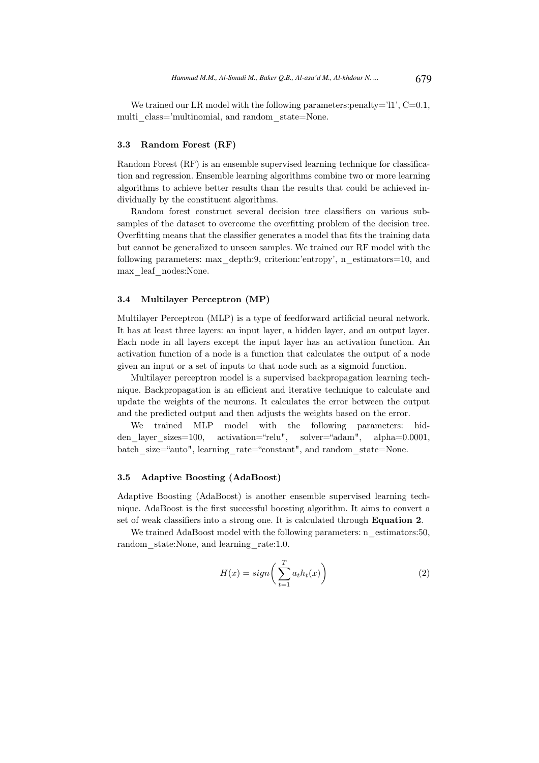We trained our LR model with the following parameters:penalty='l1', C=0.1, multi_class='multinomial, and random_state=None.

### 3.3 Random Forest (RF)

Random Forest (RF) is an ensemble supervised learning technique for classification and regression. Ensemble learning algorithms combine two or more learning algorithms to achieve better results than the results that could be achieved individually by the constituent algorithms.

Random forest construct several decision tree classifiers on various subsamples of the dataset to overcome the overfitting problem of the decision tree. Overfitting means that the classifier generates a model that fits the training data but cannot be generalized to unseen samples. We trained our RF model with the following parameters: max_depth:9, criterion:'entropy', n_estimators=10, and max_leaf_nodes:None.

### 3.4 Multilayer Perceptron (MP)

Multilayer Perceptron (MLP) is a type of feedforward artificial neural network. It has at least three layers: an input layer, a hidden layer, and an output layer. Each node in all layers except the input layer has an activation function. An activation function of a node is a function that calculates the output of a node given an input or a set of inputs to that node such as a sigmoid function.

Multilayer perceptron model is a supervised backpropagation learning technique. Backpropagation is an efficient and iterative technique to calculate and update the weights of the neurons. It calculates the error between the output and the predicted output and then adjusts the weights based on the error.

We trained MLP model with the following parameters: hidden_layer_sizes=100, activation="relu", solver="adam", alpha=0.0001, batch_size="auto", learning_rate="constant", and random_state=None.

### 3.5 Adaptive Boosting (AdaBoost)

Adaptive Boosting (AdaBoost) is another ensemble supervised learning technique. AdaBoost is the first successful boosting algorithm. It aims to convert a set of weak classifiers into a strong one. It is calculated through **Equation 2**.

We trained AdaBoost model with the following parameters: n_estimators:50, random_state:None, and learning_rate:1.0.

$$H(x) = sign\left(\sum_{t=1}^{T} a_t h_t(x)\right) \tag{2}$$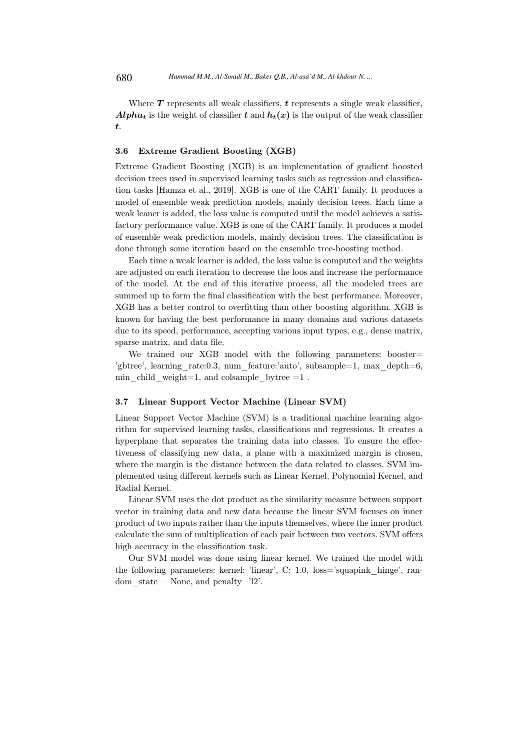Where $\boldsymbol{T}$ represents all weak classifiers, $\boldsymbol{t}$ represents a single weak classifier, $\boldsymbol{Alpha_t}$ is the weight of classifier $\boldsymbol{t}$ and $\boldsymbol{h_t(x)}$ is the output of the weak classifier $\boldsymbol{t}$.

### 3.6 Extreme Gradient Boosting (XGB)

Extreme Gradient Boosting (XGB) is an implementation of gradient boosted decision trees used in supervised learning tasks such as regression and classification tasks [Hamza et al., 2019]. XGB is one of the CART family. It produces a model of ensemble weak prediction models, mainly decision trees. Each time a weak leaner is added, the loss value is computed until the model achieves a satisfactory performance value. XGB is one of the CART family. It produces a model of ensemble weak prediction models, mainly decision trees. The classification is done through some iteration based on the ensemble tree-boosting method.

Each time a weak learner is added, the loss value is computed and the weights are adjusted on each iteration to decrease the loos and increase the performance of the model. At the end of this iterative process, all the modeled trees are summed up to form the final classification with the best performance. Moreover, XGB has a better control to overfitting than other boosting algorithm. XGB is known for having the best performance in many domains and various datasets due to its speed, performance, accepting various input types, e.g., dense matrix, sparse matrix, and data file.

We trained our XGB model with the following parameters: booster= 'gbtree', learning_rate:0.3, num_feature:'auto', subsample=1, max_depth=6, min_child_weight=1, and colsample_bytree =1 .

### 3.7 Linear Support Vector Machine (Linear SVM)

Linear Support Vector Machine (SVM) is a traditional machine learning algorithm for supervised learning tasks, classifications and regressions. It creates a hyperplane that separates the training data into classes. To ensure the effectiveness of classifying new data, a plane with a maximized margin is chosen, where the margin is the distance between the data related to classes. SVM implemented using different kernels such as Linear Kernel, Polynomial Kernel, and Radial Kernel.

Linear SVM uses the dot product as the similarity measure between support vector in training data and new data because the linear SVM focuses on inner product of two inputs rather than the inputs themselves, where the inner product calculate the sum of multiplication of each pair between two vectors. SVM offers high accuracy in the classification task.

Our SVM model was done using linear kernel. We trained the model with the following parameters: kernel: 'linear', C: 1.0, loss='squapink_hinge', random_state = None, and penalty='l2'.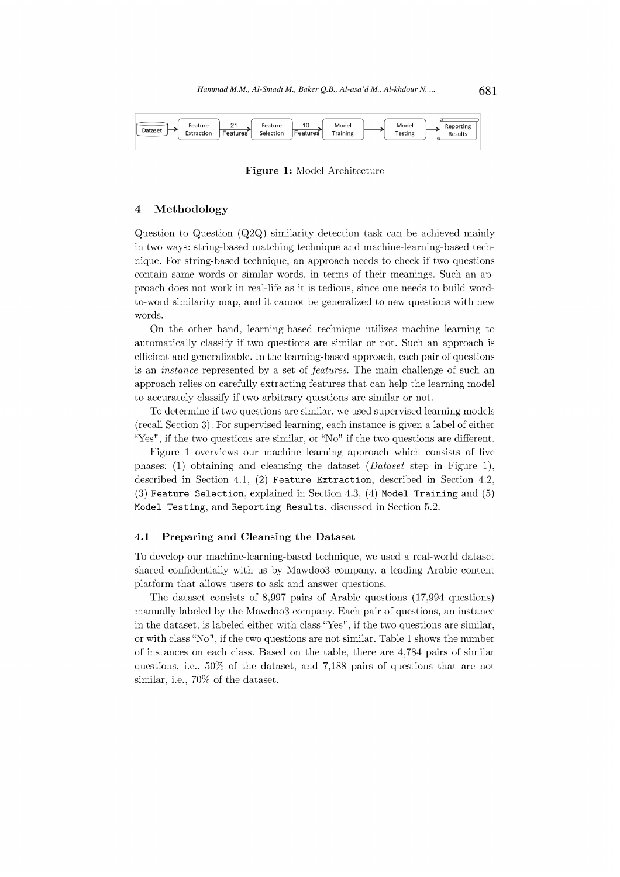Dataset → Feature Extraction → 21 Features → Feature Selection → 10 Features → Model Training → Model Testing → Reporting Results

**Figure 1:** Model Architecture

## 4 Methodology

Question to Question (Q2Q) similarity detection task can be achieved mainly in two ways: string-based matching technique and machine-learning-based technique. For string-based technique, an approach needs to check if two questions contain same words or similar words, in terms of their meanings. Such an approach does not work in real-life as it is tedious, since one needs to build word-to-word similarity map, and it cannot be generalized to new questions with new words.

On the other hand, learning-based technique utilizes machine learning to automatically classify if two questions are similar or not. Such an approach is efficient and generalizable. In the learning-based approach, each pair of questions is an *instance* represented by a set of *features*. The main challenge of such an approach relies on carefully extracting features that can help the learning model to accurately classify if two arbitrary questions are similar or not.

To determine if two questions are similar, we used supervised learning models (recall Section 3). For supervised learning, each instance is given a label of either "Yes", if the two questions are similar, or "No" if the two questions are different.

Figure 1 overviews our machine learning approach which consists of five phases: (1) obtaining and cleansing the dataset (*Dataset* step in Figure 1), described in Section 4.1, (2) `Feature Extraction`, described in Section 4.2, (3) `Feature Selection`, explained in Section 4.3, (4) `Model Training` and (5) `Model Testing`, and `Reporting Results`, discussed in Section 5.2.

### 4.1 Preparing and Cleansing the Dataset

To develop our machine-learning-based technique, we used a real-world dataset shared confidentially with us by Mawdoo3 company, a leading Arabic content platform that allows users to ask and answer questions.

The dataset consists of 8,997 pairs of Arabic questions (17,994 questions) manually labeled by the Mawdoo3 company. Each pair of questions, an instance in the dataset, is labeled either with class "Yes", if the two questions are similar, or with class "No", if the two questions are not similar. Table 1 shows the number of instances on each class. Based on the table, there are 4,784 pairs of similar questions, i.e., 50% of the dataset, and 7,188 pairs of questions that are not similar, i.e., 70% of the dataset.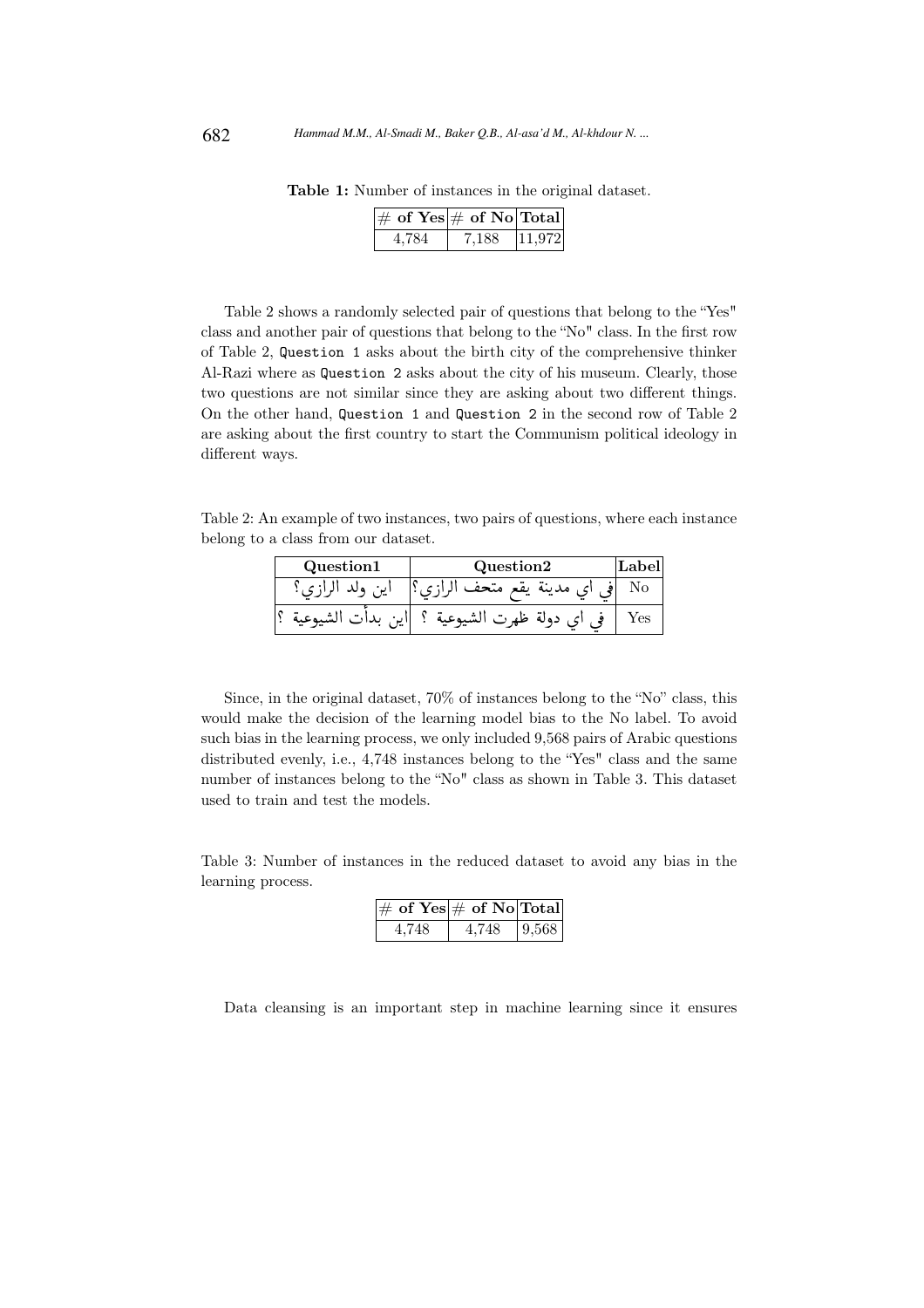**Table 1:** Number of instances in the original dataset.

| # of Yes | # of No | Total |
|---|---|---|
| 4,784 | 7,188 | 11,972 |

Table 2 shows a randomly selected pair of questions that belong to the "Yes" class and another pair of questions that belong to the "No" class. In the first row of Table 2, `Question 1` asks about the birth city of the comprehensive thinker Al-Razi where as `Question 2` asks about the city of his museum. Clearly, those two questions are not similar since they are asking about two different things. On the other hand, `Question 1` and `Question 2` in the second row of Table 2 are asking about the first country to start the Communism political ideology in different ways.

Table 2: An example of two instances, two pairs of questions, where each instance belong to a class from our dataset.

| Question1 | Question2 | Label |
|---|---|---|
| اين ولد الرازي؟ | في اي مدينة يقع متحف الرازي؟ | No |
| اين بدأت الشيوعية ؟ | في اي دولة ظهرت الشيوعية ؟ | Yes |

Since, in the original dataset, 70% of instances belong to the "No" class, this would make the decision of the learning model bias to the No label. To avoid such bias in the learning process, we only included 9,568 pairs of Arabic questions distributed evenly, i.e., 4,748 instances belong to the "Yes" class and the same number of instances belong to the "No" class as shown in Table 3. This dataset used to train and test the models.

Table 3: Number of instances in the reduced dataset to avoid any bias in the learning process.

| # of Yes | # of No | Total |
|---|---|---|
| 4,748 | 4,748 | 9,568 |

Data cleansing is an important step in machine learning since it ensures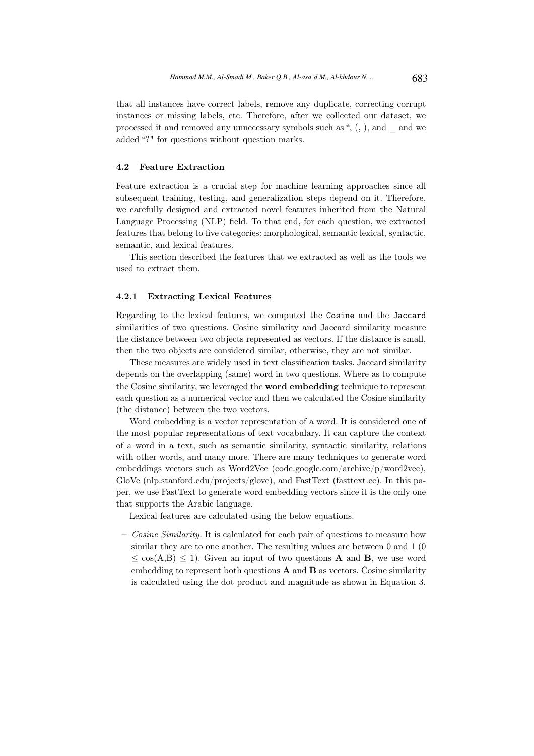that all instances have correct labels, remove any duplicate, correcting corrupt instances or missing labels, etc. Therefore, after we collected our dataset, we processed it and removed any unnecessary symbols such as ", (, ), and _ and we added "?" for questions without question marks.

### 4.2 Feature Extraction

Feature extraction is a crucial step for machine learning approaches since all subsequent training, testing, and generalization steps depend on it. Therefore, we carefully designed and extracted novel features inherited from the Natural Language Processing (NLP) field. To that end, for each question, we extracted features that belong to five categories: morphological, semantic lexical, syntactic, semantic, and lexical features.

This section described the features that we extracted as well as the tools we used to extract them.

#### 4.2.1 Extracting Lexical Features

Regarding to the lexical features, we computed the `Cosine` and the `Jaccard` similarities of two questions. Cosine similarity and Jaccard similarity measure the distance between two objects represented as vectors. If the distance is small, then the two objects are considered similar, otherwise, they are not similar.

These measures are widely used in text classification tasks. Jaccard similarity depends on the overlapping (same) word in two questions. Where as to compute the Cosine similarity, we leveraged the **word embedding** technique to represent each question as a numerical vector and then we calculated the Cosine similarity (the distance) between the two vectors.

Word embedding is a vector representation of a word. It is considered one of the most popular representations of text vocabulary. It can capture the context of a word in a text, such as semantic similarity, syntactic similarity, relations with other words, and many more. There are many techniques to generate word embeddings vectors such as Word2Vec (code.google.com/archive/p/word2vec), GloVe (nlp.stanford.edu/projects/glove), and FastText (fasttext.cc). In this paper, we use FastText to generate word embedding vectors since it is the only one that supports the Arabic language.

Lexical features are calculated using the below equations.

- *Cosine Similarity.* It is calculated for each pair of questions to measure how similar they are to one another. The resulting values are between 0 and 1 ($0 \leq \cos(A,B) \leq 1$). Given an input of two questions **A** and **B**, we use word embedding to represent both questions **A** and **B** as vectors. Cosine similarity is calculated using the dot product and magnitude as shown in Equation 3.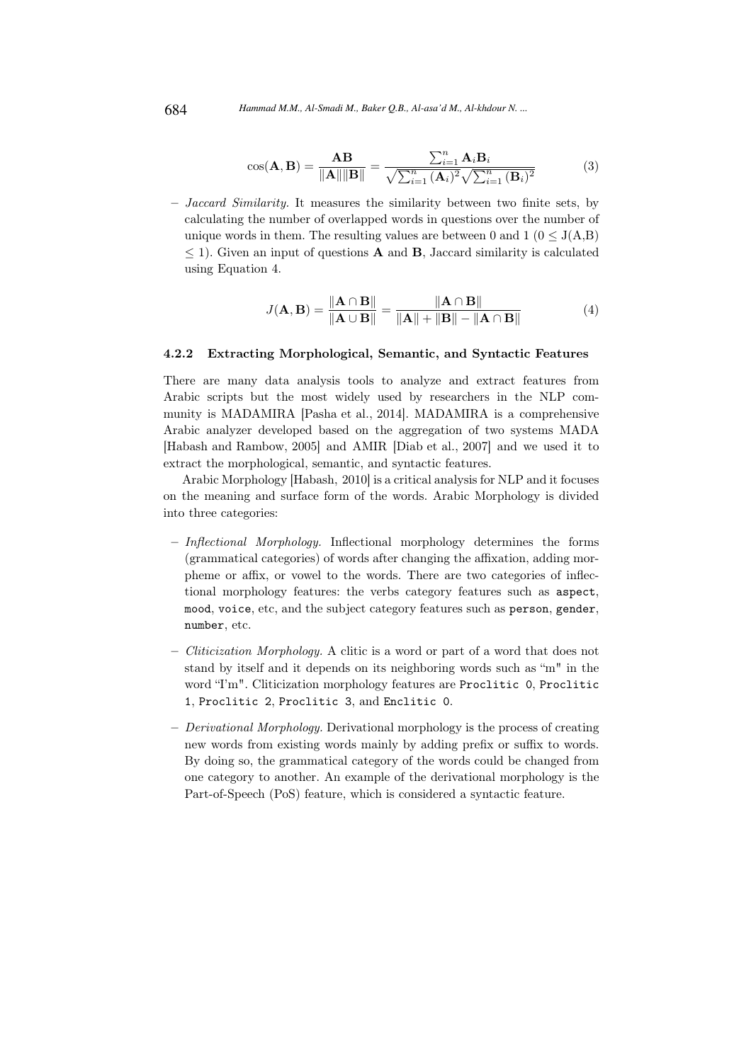$$\cos(\mathbf{A}, \mathbf{B}) = \frac{\mathbf{A}\mathbf{B}}{\|\mathbf{A}\|\|\mathbf{B}\|} = \frac{\sum_{i=1}^{n} \mathbf{A}_i \mathbf{B}_i}{\sqrt{\sum_{i=1}^{n} (\mathbf{A}_i)^2} \sqrt{\sum_{i=1}^{n} (\mathbf{B}_i)^2}} \tag{3}$$

– *Jaccard Similarity.* It measures the similarity between two finite sets, by calculating the number of overlapped words in questions over the number of unique words in them. The resulting values are between 0 and 1 ($0 \leq$ J(A,B) $\leq 1$). Given an input of questions **A** and **B**, Jaccard similarity is calculated using Equation 4.

$$J(\mathbf{A}, \mathbf{B}) = \frac{\|\mathbf{A} \cap \mathbf{B}\|}{\|\mathbf{A} \cup \mathbf{B}\|} = \frac{\|\mathbf{A} \cap \mathbf{B}\|}{\|\mathbf{A}\| + \|\mathbf{B}\| - \|\mathbf{A} \cap \mathbf{B}\|} \tag{4}$$

#### 4.2.2 Extracting Morphological, Semantic, and Syntactic Features

There are many data analysis tools to analyze and extract features from Arabic scripts but the most widely used by researchers in the NLP community is MADAMIRA [Pasha et al., 2014]. MADAMIRA is a comprehensive Arabic analyzer developed based on the aggregation of two systems MADA [Habash and Rambow, 2005] and AMIR [Diab et al., 2007] and we used it to extract the morphological, semantic, and syntactic features.

Arabic Morphology [Habash, 2010] is a critical analysis for NLP and it focuses on the meaning and surface form of the words. Arabic Morphology is divided into three categories:

– *Inflectional Morphology.* Inflectional morphology determines the forms (grammatical categories) of words after changing the affixation, adding morpheme or affix, or vowel to the words. There are two categories of inflectional morphology features: the verbs category features such as `aspect`, `mood`, `voice`, etc, and the subject category features such as `person`, `gender`, `number`, etc.

– *Cliticization Morphology.* A clitic is a word or part of a word that does not stand by itself and it depends on its neighboring words such as "m" in the word "I'm". Cliticization morphology features are `Proclitic 0`, `Proclitic 1`, `Proclitic 2`, `Proclitic 3`, and `Enclitic 0`.

– *Derivational Morphology.* Derivational morphology is the process of creating new words from existing words mainly by adding prefix or suffix to words. By doing so, the grammatical category of the words could be changed from one category to another. An example of the derivational morphology is the Part-of-Speech (PoS) feature, which is considered a syntactic feature.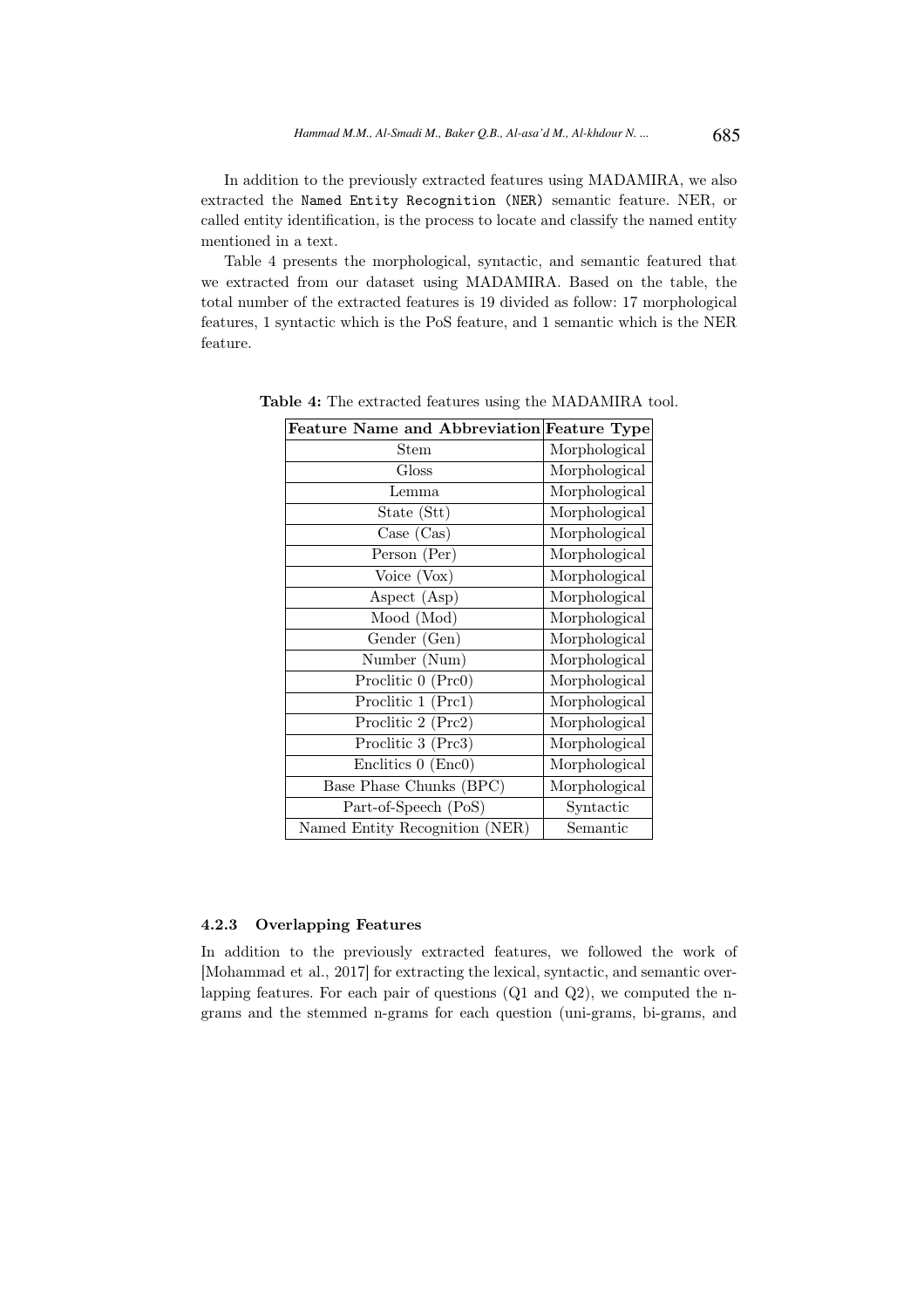In addition to the previously extracted features using MADAMIRA, we also extracted the `Named Entity Recognition (NER)` semantic feature. NER, or called entity identification, is the process to locate and classify the named entity mentioned in a text.

Table 4 presents the morphological, syntactic, and semantic featured that we extracted from our dataset using MADAMIRA. Based on the table, the total number of the extracted features is 19 divided as follow: 17 morphological features, 1 syntactic which is the PoS feature, and 1 semantic which is the NER feature.

**Table 4:** The extracted features using the MADAMIRA tool.

| Feature Name and Abbreviation | Feature Type |
|---|---|
| Stem | Morphological |
| Gloss | Morphological |
| Lemma | Morphological |
| State (Stt) | Morphological |
| Case (Cas) | Morphological |
| Person (Per) | Morphological |
| Voice (Vox) | Morphological |
| Aspect (Asp) | Morphological |
| Mood (Mod) | Morphological |
| Gender (Gen) | Morphological |
| Number (Num) | Morphological |
| Proclitic 0 (Prc0) | Morphological |
| Proclitic 1 (Prc1) | Morphological |
| Proclitic 2 (Prc2) | Morphological |
| Proclitic 3 (Prc3) | Morphological |
| Enclitics 0 (Enc0) | Morphological |
| Base Phase Chunks (BPC) | Morphological |
| Part-of-Speech (PoS) | Syntactic |
| Named Entity Recognition (NER) | Semantic |

#### 4.2.3 Overlapping Features

In addition to the previously extracted features, we followed the work of [Mohammad et al., 2017] for extracting the lexical, syntactic, and semantic overlapping features. For each pair of questions (Q1 and Q2), we computed the n-grams and the stemmed n-grams for each question (uni-grams, bi-grams, and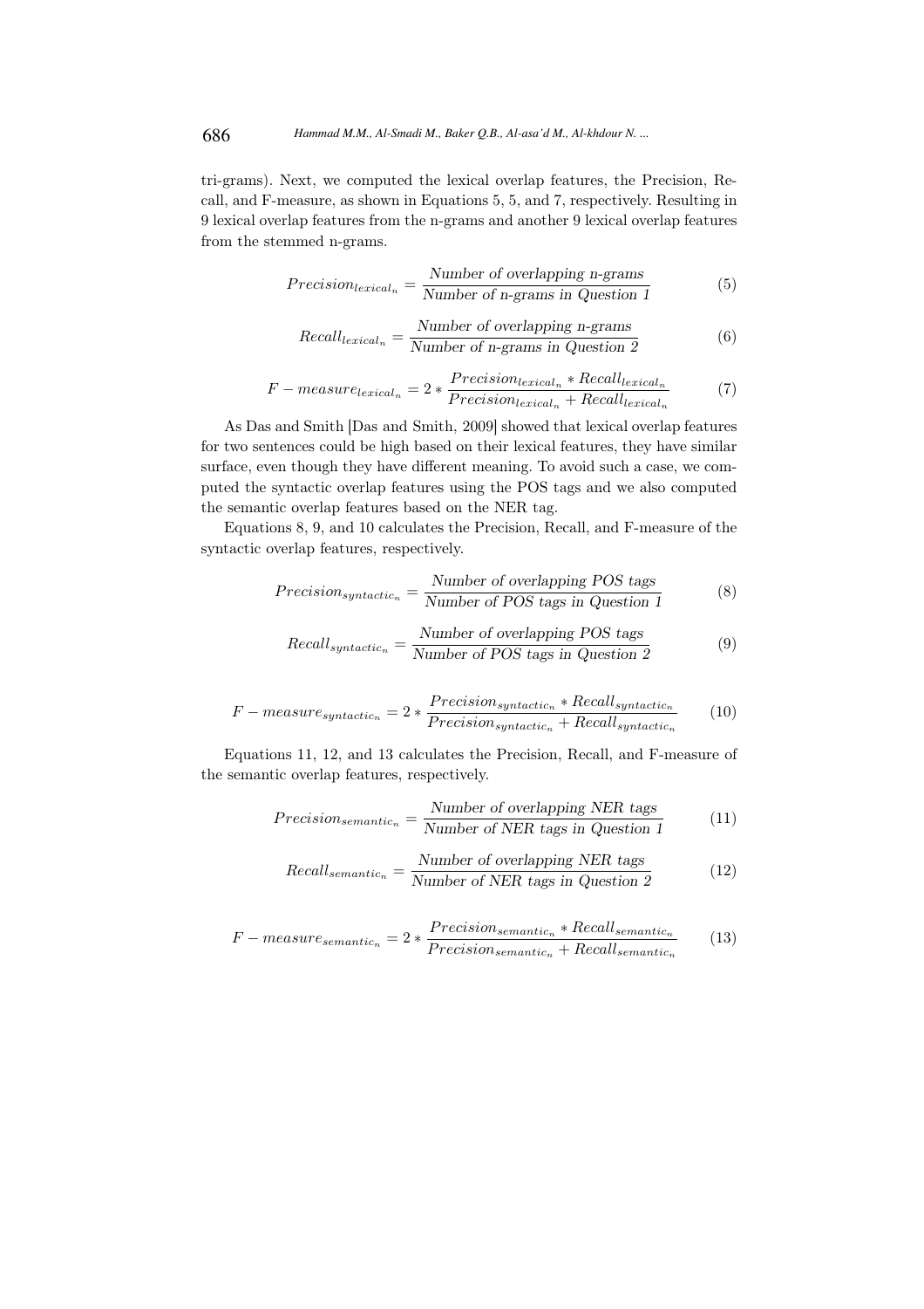tri-grams). Next, we computed the lexical overlap features, the Precision, Recall, and F-measure, as shown in Equations 5, 5, and 7, respectively. Resulting in 9 lexical overlap features from the n-grams and another 9 lexical overlap features from the stemmed n-grams.

$$Precision_{lexical_n} = \frac{\textit{Number of overlapping n-grams}}{\textit{Number of n-grams in Question 1}} \tag{5}$$

$$Recall_{lexical_n} = \frac{\textit{Number of overlapping n-grams}}{\textit{Number of n-grams in Question 2}} \tag{6}$$

$$F-measure_{lexical_n} = 2 * \frac{Precision_{lexical_n} * Recall_{lexical_n}}{Precision_{lexical_n} + Recall_{lexical_n}} \tag{7}$$

As Das and Smith [Das and Smith, 2009] showed that lexical overlap features for two sentences could be high based on their lexical features, they have similar surface, even though they have different meaning. To avoid such a case, we computed the syntactic overlap features using the POS tags and we also computed the semantic overlap features based on the NER tag.

Equations 8, 9, and 10 calculates the Precision, Recall, and F-measure of the syntactic overlap features, respectively.

$$Precision_{syntactic_n} = \frac{\textit{Number of overlapping POS tags}}{\textit{Number of POS tags in Question 1}} \tag{8}$$

$$Recall_{syntactic_n} = \frac{\textit{Number of overlapping POS tags}}{\textit{Number of POS tags in Question 2}} \tag{9}$$

$$F-measure_{syntactic_n} = 2 * \frac{Precision_{syntactic_n} * Recall_{syntactic_n}}{Precision_{syntactic_n} + Recall_{syntactic_n}} \tag{10}$$

Equations 11, 12, and 13 calculates the Precision, Recall, and F-measure of the semantic overlap features, respectively.

$$Precision_{semantic_n} = \frac{\textit{Number of overlapping NER tags}}{\textit{Number of NER tags in Question 1}} \tag{11}$$

$$Recall_{semantic_n} = \frac{\textit{Number of overlapping NER tags}}{\textit{Number of NER tags in Question 2}} \tag{12}$$

$$F-measure_{semantic_n} = 2 * \frac{Precision_{semantic_n} * Recall_{semantic_n}}{Precision_{semantic_n} + Recall_{semantic_n}} \tag{13}$$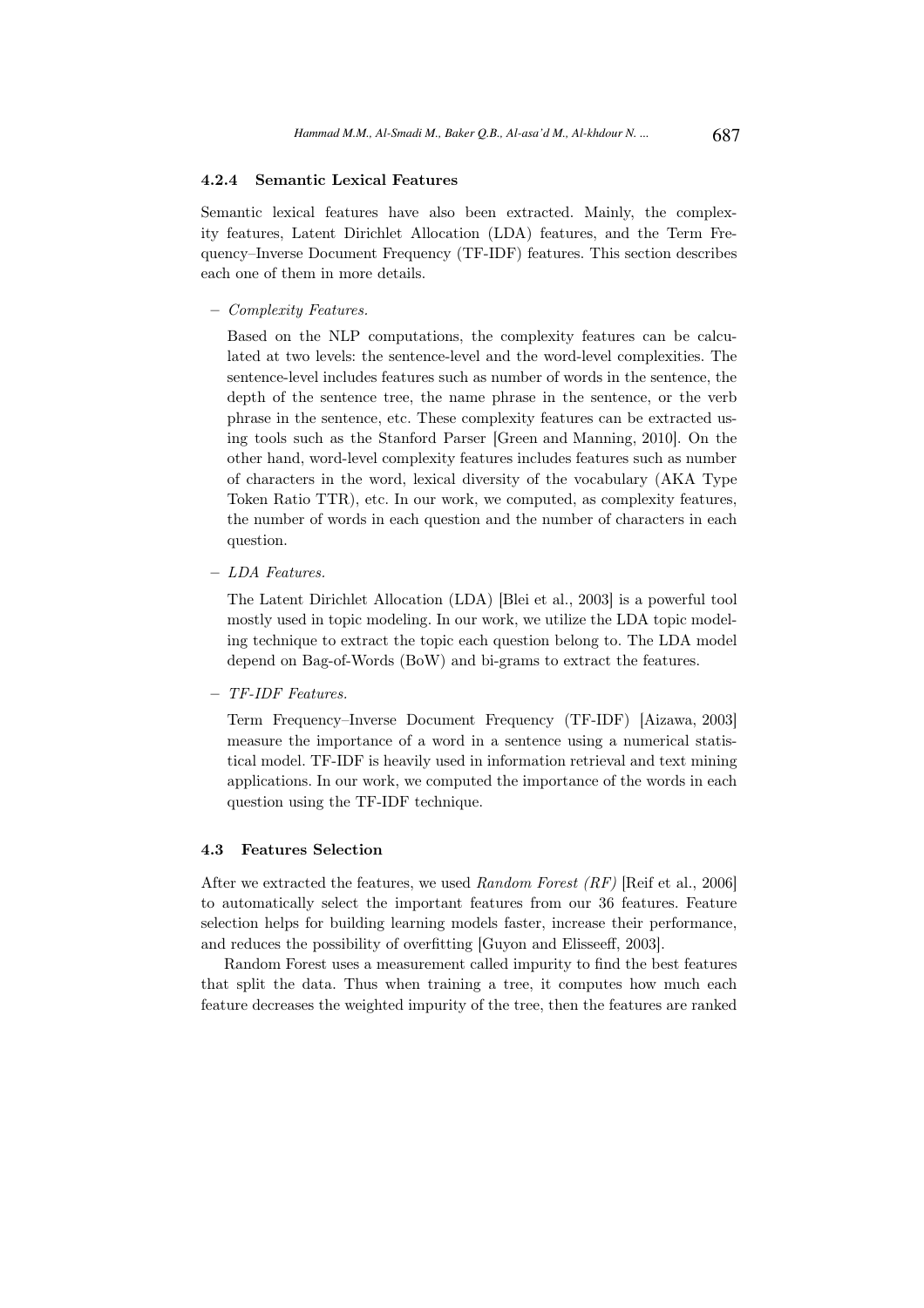#### 4.2.4 Semantic Lexical Features

Semantic lexical features have also been extracted. Mainly, the complexity features, Latent Dirichlet Allocation (LDA) features, and the Term Frequency–Inverse Document Frequency (TF-IDF) features. This section describes each one of them in more details.

- *Complexity Features.*

  Based on the NLP computations, the complexity features can be calculated at two levels: the sentence-level and the word-level complexities. The sentence-level includes features such as number of words in the sentence, the depth of the sentence tree, the name phrase in the sentence, or the verb phrase in the sentence, etc. These complexity features can be extracted using tools such as the Stanford Parser [Green and Manning, 2010]. On the other hand, word-level complexity features includes features such as number of characters in the word, lexical diversity of the vocabulary (AKA Type Token Ratio TTR), etc. In our work, we computed, as complexity features, the number of words in each question and the number of characters in each question.

- *LDA Features.*

  The Latent Dirichlet Allocation (LDA) [Blei et al., 2003] is a powerful tool mostly used in topic modeling. In our work, we utilize the LDA topic modeling technique to extract the topic each question belong to. The LDA model depend on Bag-of-Words (BoW) and bi-grams to extract the features.

- *TF-IDF Features.*

  Term Frequency–Inverse Document Frequency (TF-IDF) [Aizawa, 2003] measure the importance of a word in a sentence using a numerical statistical model. TF-IDF is heavily used in information retrieval and text mining applications. In our work, we computed the importance of the words in each question using the TF-IDF technique.

### 4.3 Features Selection

After we extracted the features, we used *Random Forest (RF)* [Reif et al., 2006] to automatically select the important features from our 36 features. Feature selection helps for building learning models faster, increase their performance, and reduces the possibility of overfitting [Guyon and Elisseeff, 2003].

Random Forest uses a measurement called impurity to find the best features that split the data. Thus when training a tree, it computes how much each feature decreases the weighted impurity of the tree, then the features are ranked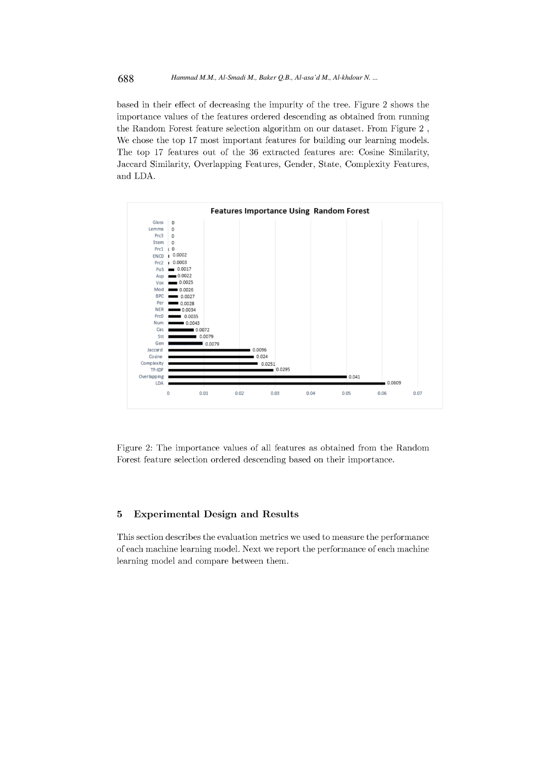based in their effect of decreasing the impurity of the tree. Figure 2 shows the importance values of the features ordered descending as obtained from running the Random Forest feature selection algorithm on our dataset. From Figure 2 , We chose the top 17 most important features for building our learning models. The top 17 features out of the 36 extracted features are: Cosine Similarity, Jaccard Similarity, Overlapping Features, Gender, State, Complexity Features, and LDA.

Figure 2: The importance values of all features as obtained from the Random Forest feature selection ordered descending based on their importance.

## 5 Experimental Design and Results

This section describes the evaluation metrics we used to measure the performance of each machine learning model. Next we report the performance of each machine learning model and compare between them.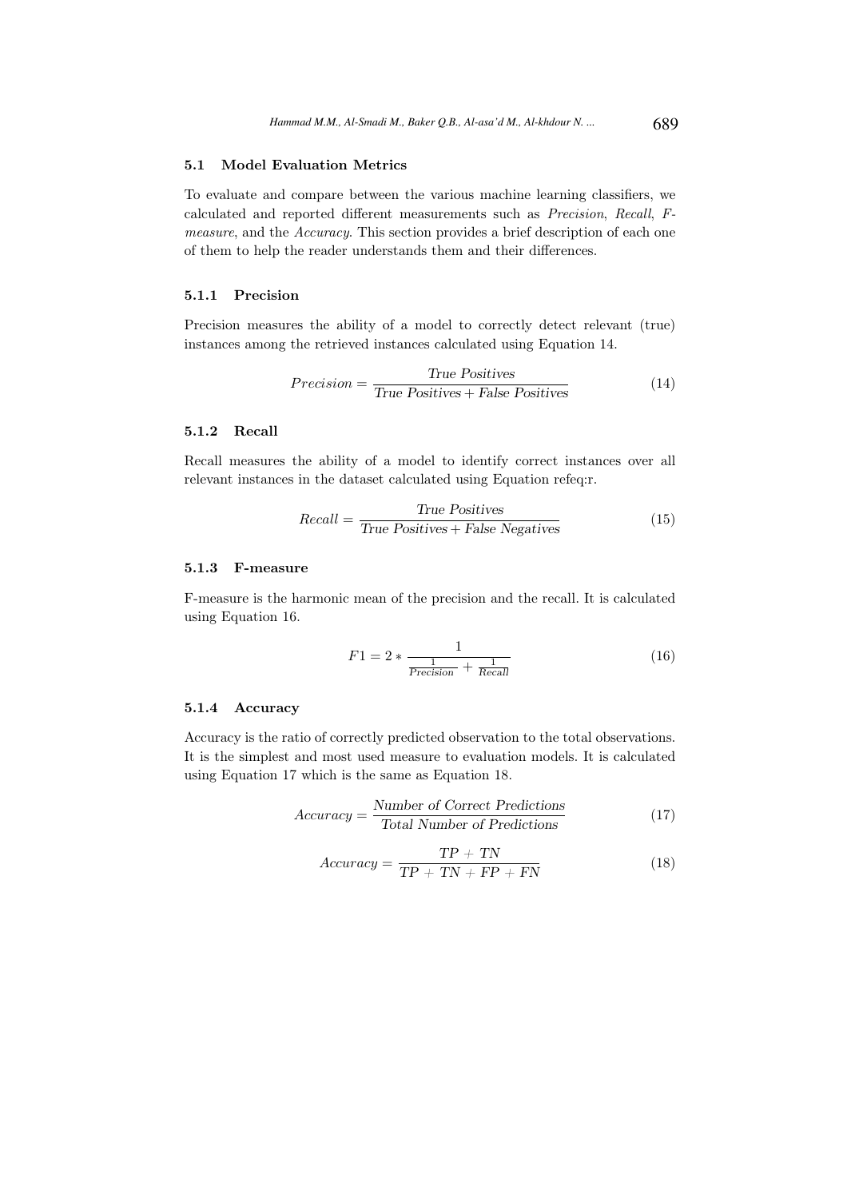### 5.1 Model Evaluation Metrics

To evaluate and compare between the various machine learning classifiers, we calculated and reported different measurements such as *Precision*, *Recall*, *F-measure*, and the *Accuracy*. This section provides a brief description of each one of them to help the reader understands them and their differences.

#### 5.1.1 Precision

Precision measures the ability of a model to correctly detect relevant (true) instances among the retrieved instances calculated using Equation 14.

$$Precision = \frac{True\ Positives}{True\ Positives + False\ Positives} \tag{14}$$

#### 5.1.2 Recall

Recall measures the ability of a model to identify correct instances over all relevant instances in the dataset calculated using Equation refeq:r.

$$Recall = \frac{True\ Positives}{True\ Positives + False\ Negatives} \tag{15}$$

#### 5.1.3 F-measure

F-measure is the harmonic mean of the precision and the recall. It is calculated using Equation 16.

$$F1 = 2 * \frac{1}{\frac{1}{Precision} + \frac{1}{Recall}} \tag{16}$$

#### 5.1.4 Accuracy

Accuracy is the ratio of correctly predicted observation to the total observations. It is the simplest and most used measure to evaluation models. It is calculated using Equation 17 which is the same as Equation 18.

$$Accuracy = \frac{Number\ of\ Correct\ Predictions}{Total\ Number\ of\ Predictions} \tag{17}$$

$$Accuracy = \frac{TP\ +\ TN}{TP\ +\ TN\ +\ FP\ +\ FN} \tag{18}$$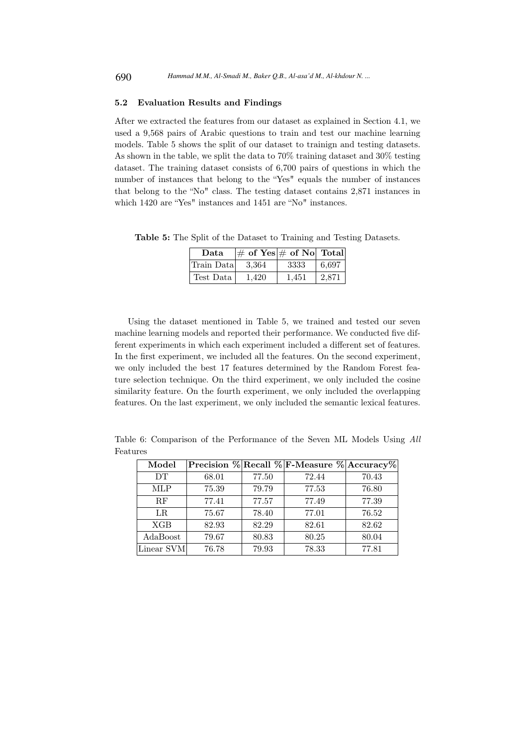### 5.2 Evaluation Results and Findings

After we extracted the features from our dataset as explained in Section 4.1, we used a 9,568 pairs of Arabic questions to train and test our machine learning models. Table 5 shows the split of our dataset to trainign and testing datasets. As shown in the table, we split the data to 70% training dataset and 30% testing dataset. The training dataset consists of 6,700 pairs of questions in which the number of instances that belong to the "Yes" equals the number of instances that belong to the "No" class. The testing dataset contains 2,871 instances in which 1420 are "Yes" instances and 1451 are "No" instances.

**Table 5:** The Split of the Dataset to Training and Testing Datasets.

| Data | # of Yes | # of No | Total |
|---|---|---|---|
| Train Data | 3,364 | 3333 | 6,697 |
| Test Data | 1,420 | 1,451 | 2,871 |

Using the dataset mentioned in Table 5, we trained and tested our seven machine learning models and reported their performance. We conducted five different experiments in which each experiment included a different set of features. In the first experiment, we included all the features. On the second experiment, we only included the best 17 features determined by the Random Forest feature selection technique. On the third experiment, we only included the cosine similarity feature. On the fourth experiment, we only included the overlapping features. On the last experiment, we only included the semantic lexical features.

Table 6: Comparison of the Performance of the Seven ML Models Using *All* Features

| Model | Precision % | Recall % | F-Measure % | Accuracy% |
|---|---|---|---|---|
| DT | 68.01 | 77.50 | 72.44 | 70.43 |
| MLP | 75.39 | 79.79 | 77.53 | 76.80 |
| RF | 77.41 | 77.57 | 77.49 | 77.39 |
| LR | 75.67 | 78.40 | 77.01 | 76.52 |
| XGB | 82.93 | 82.29 | 82.61 | 82.62 |
| AdaBoost | 79.67 | 80.83 | 80.25 | 80.04 |
| Linear SVM | 76.78 | 79.93 | 78.33 | 77.81 |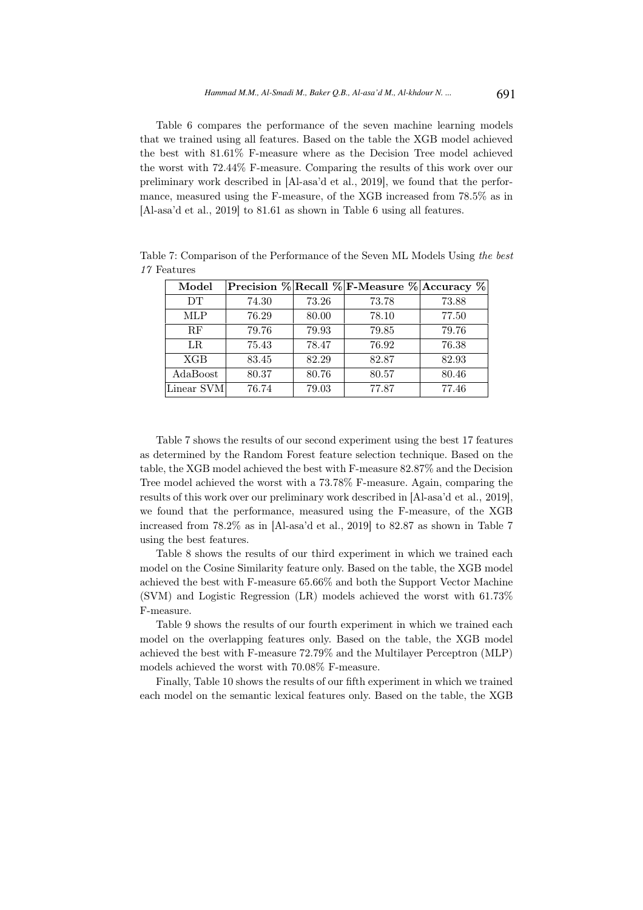Table 6 compares the performance of the seven machine learning models that we trained using all features. Based on the table the XGB model achieved the best with 81.61% F-measure where as the Decision Tree model achieved the worst with 72.44% F-measure. Comparing the results of this work over our preliminary work described in [Al-asa'd et al., 2019], we found that the performance, measured using the F-measure, of the XGB increased from 78.5% as in [Al-asa'd et al., 2019] to 81.61 as shown in Table 6 using all features.

Table 7: Comparison of the Performance of the Seven ML Models Using *the best 17* Features

| Model | Precision % | Recall % | F-Measure % | Accuracy % |
|---|---|---|---|---|
| DT | 74.30 | 73.26 | 73.78 | 73.88 |
| MLP | 76.29 | 80.00 | 78.10 | 77.50 |
| RF | 79.76 | 79.93 | 79.85 | 79.76 |
| LR | 75.43 | 78.47 | 76.92 | 76.38 |
| XGB | 83.45 | 82.29 | 82.87 | 82.93 |
| AdaBoost | 80.37 | 80.76 | 80.57 | 80.46 |
| Linear SVM | 76.74 | 79.03 | 77.87 | 77.46 |

Table 7 shows the results of our second experiment using the best 17 features as determined by the Random Forest feature selection technique. Based on the table, the XGB model achieved the best with F-measure 82.87% and the Decision Tree model achieved the worst with a 73.78% F-measure. Again, comparing the results of this work over our preliminary work described in [Al-asa'd et al., 2019], we found that the performance, measured using the F-measure, of the XGB increased from 78.2% as in [Al-asa'd et al., 2019] to 82.87 as shown in Table 7 using the best features.

Table 8 shows the results of our third experiment in which we trained each model on the Cosine Similarity feature only. Based on the table, the XGB model achieved the best with F-measure 65.66% and both the Support Vector Machine (SVM) and Logistic Regression (LR) models achieved the worst with 61.73% F-measure.

Table 9 shows the results of our fourth experiment in which we trained each model on the overlapping features only. Based on the table, the XGB model achieved the best with F-measure 72.79% and the Multilayer Perceptron (MLP) models achieved the worst with 70.08% F-measure.

Finally, Table 10 shows the results of our fifth experiment in which we trained each model on the semantic lexical features only. Based on the table, the XGB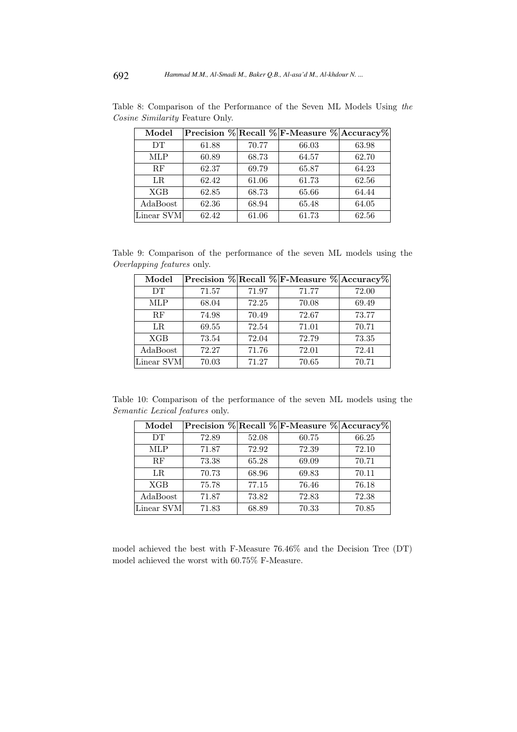Table 8: Comparison of the Performance of the Seven ML Models Using *the Cosine Similarity* Feature Only.

| Model | Precision % | Recall % | F-Measure % | Accuracy% |
|---|---|---|---|---|
| DT | 61.88 | 70.77 | 66.03 | 63.98 |
| MLP | 60.89 | 68.73 | 64.57 | 62.70 |
| RF | 62.37 | 69.79 | 65.87 | 64.23 |
| LR | 62.42 | 61.06 | 61.73 | 62.56 |
| XGB | 62.85 | 68.73 | 65.66 | 64.44 |
| AdaBoost | 62.36 | 68.94 | 65.48 | 64.05 |
| Linear SVM | 62.42 | 61.06 | 61.73 | 62.56 |

Table 9: Comparison of the performance of the seven ML models using the *Overlapping features* only.

| Model | Precision % | Recall % | F-Measure % | Accuracy% |
|---|---|---|---|---|
| DT | 71.57 | 71.97 | 71.77 | 72.00 |
| MLP | 68.04 | 72.25 | 70.08 | 69.49 |
| RF | 74.98 | 70.49 | 72.67 | 73.77 |
| LR | 69.55 | 72.54 | 71.01 | 70.71 |
| XGB | 73.54 | 72.04 | 72.79 | 73.35 |
| AdaBoost | 72.27 | 71.76 | 72.01 | 72.41 |
| Linear SVM | 70.03 | 71.27 | 70.65 | 70.71 |

Table 10: Comparison of the performance of the seven ML models using the *Semantic Lexical features* only.

| Model | Precision % | Recall % | F-Measure % | Accuracy% |
|---|---|---|---|---|
| DT | 72.89 | 52.08 | 60.75 | 66.25 |
| MLP | 71.87 | 72.92 | 72.39 | 72.10 |
| RF | 73.38 | 65.28 | 69.09 | 70.71 |
| LR | 70.73 | 68.96 | 69.83 | 70.11 |
| XGB | 75.78 | 77.15 | 76.46 | 76.18 |
| AdaBoost | 71.87 | 73.82 | 72.83 | 72.38 |
| Linear SVM | 71.83 | 68.89 | 70.33 | 70.85 |

model achieved the best with F-Measure 76.46% and the Decision Tree (DT) model achieved the worst with 60.75% F-Measure.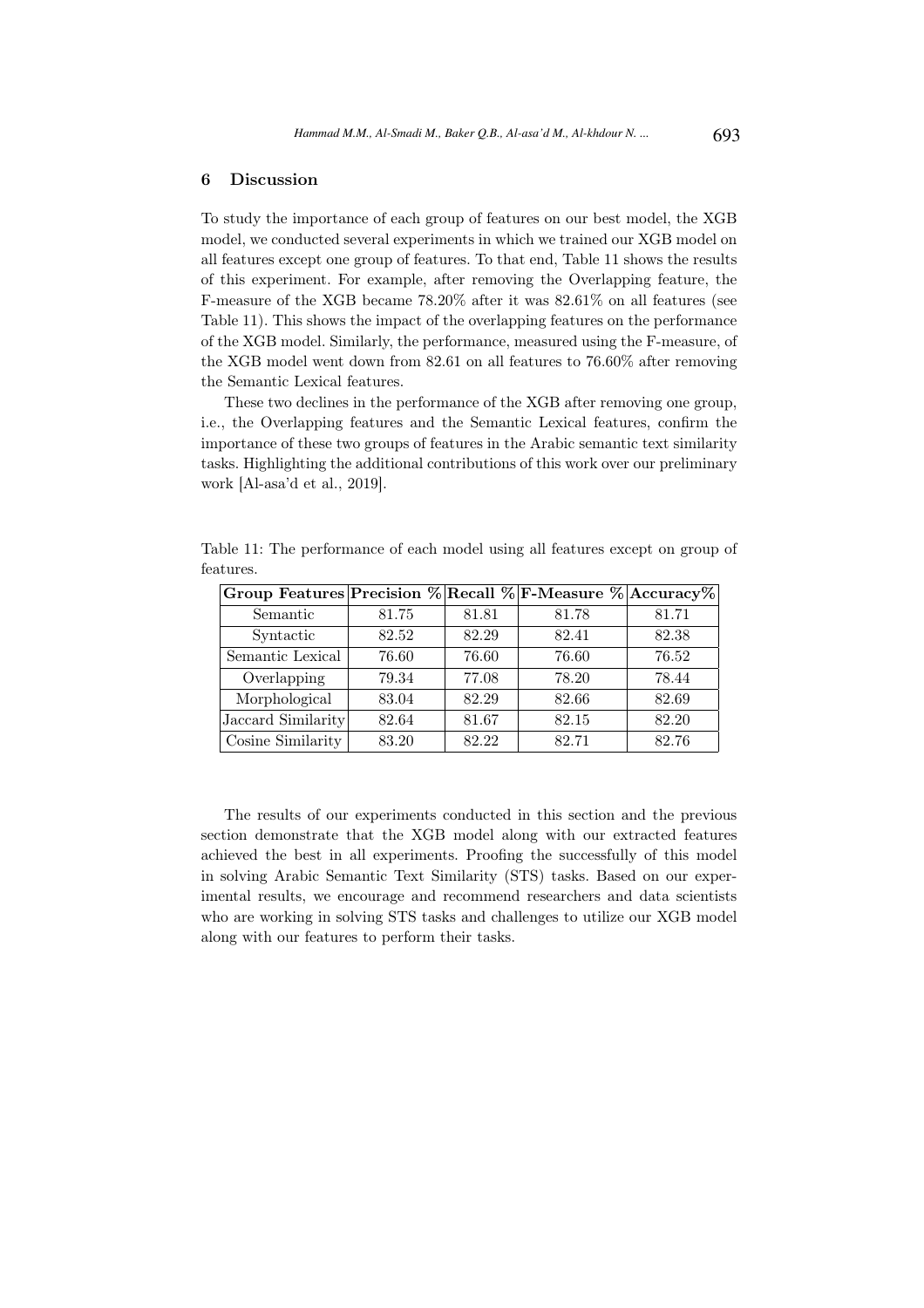## 6 Discussion

To study the importance of each group of features on our best model, the XGB model, we conducted several experiments in which we trained our XGB model on all features except one group of features. To that end, Table 11 shows the results of this experiment. For example, after removing the Overlapping feature, the F-measure of the XGB became 78.20% after it was 82.61% on all features (see Table 11). This shows the impact of the overlapping features on the performance of the XGB model. Similarly, the performance, measured using the F-measure, of the XGB model went down from 82.61 on all features to 76.60% after removing the Semantic Lexical features.

These two declines in the performance of the XGB after removing one group, i.e., the Overlapping features and the Semantic Lexical features, confirm the importance of these two groups of features in the Arabic semantic text similarity tasks. Highlighting the additional contributions of this work over our preliminary work [Al-asa'd et al., 2019].

Table 11: The performance of each model using all features except on group of features.

| Group Features | Precision % | Recall % | F-Measure % | Accuracy% |
|---|---|---|---|---|
| Semantic | 81.75 | 81.81 | 81.78 | 81.71 |
| Syntactic | 82.52 | 82.29 | 82.41 | 82.38 |
| Semantic Lexical | 76.60 | 76.60 | 76.60 | 76.52 |
| Overlapping | 79.34 | 77.08 | 78.20 | 78.44 |
| Morphological | 83.04 | 82.29 | 82.66 | 82.69 |
| Jaccard Similarity | 82.64 | 81.67 | 82.15 | 82.20 |
| Cosine Similarity | 83.20 | 82.22 | 82.71 | 82.76 |

The results of our experiments conducted in this section and the previous section demonstrate that the XGB model along with our extracted features achieved the best in all experiments. Proofing the successfully of this model in solving Arabic Semantic Text Similarity (STS) tasks. Based on our experimental results, we encourage and recommend researchers and data scientists who are working in solving STS tasks and challenges to utilize our XGB model along with our features to perform their tasks.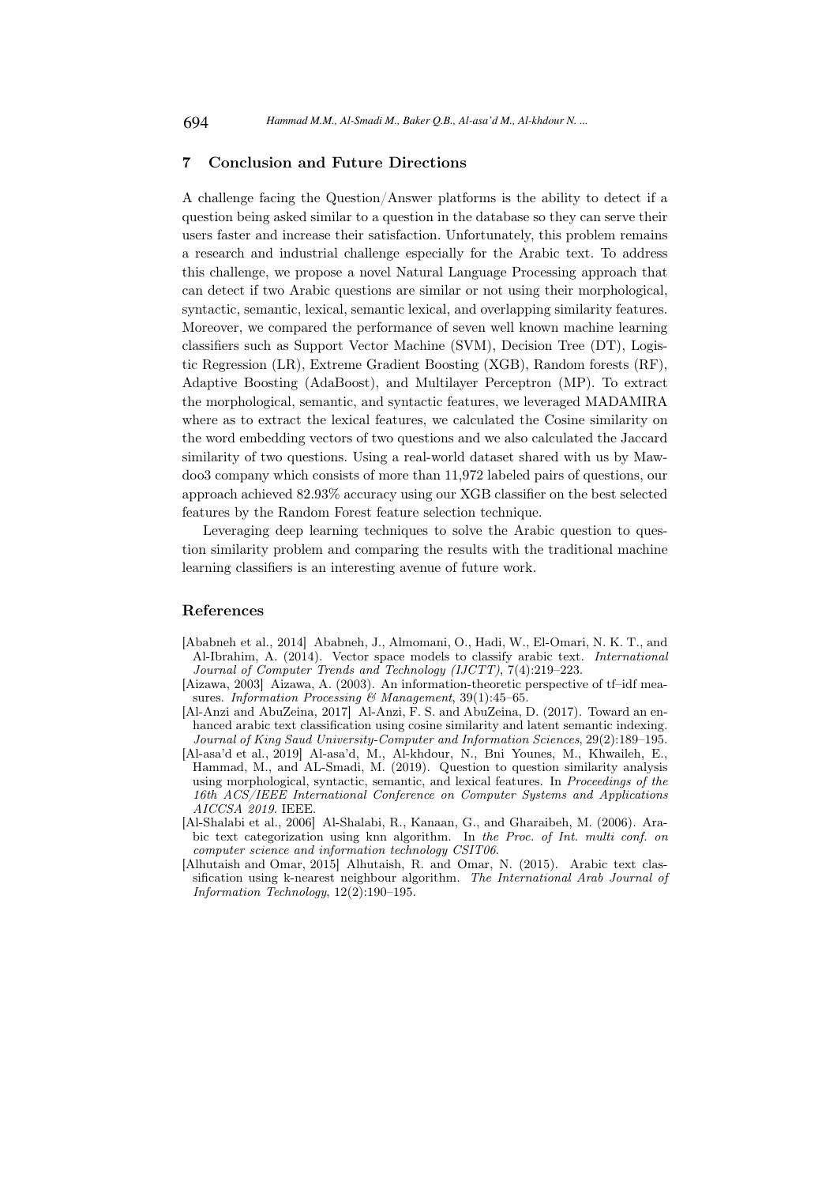## 7 Conclusion and Future Directions

A challenge facing the Question/Answer platforms is the ability to detect if a question being asked similar to a question in the database so they can serve their users faster and increase their satisfaction. Unfortunately, this problem remains a research and industrial challenge especially for the Arabic text. To address this challenge, we propose a novel Natural Language Processing approach that can detect if two Arabic questions are similar or not using their morphological, syntactic, semantic, lexical, semantic lexical, and overlapping similarity features. Moreover, we compared the performance of seven well known machine learning classifiers such as Support Vector Machine (SVM), Decision Tree (DT), Logistic Regression (LR), Extreme Gradient Boosting (XGB), Random forests (RF), Adaptive Boosting (AdaBoost), and Multilayer Perceptron (MP). To extract the morphological, semantic, and syntactic features, we leveraged MADAMIRA where as to extract the lexical features, we calculated the Cosine similarity on the word embedding vectors of two questions and we also calculated the Jaccard similarity of two questions. Using a real-world dataset shared with us by Mawdoo3 company which consists of more than 11,972 labeled pairs of questions, our approach achieved 82.93% accuracy using our XGB classifier on the best selected features by the Random Forest feature selection technique.

Leveraging deep learning techniques to solve the Arabic question to question similarity problem and comparing the results with the traditional machine learning classifiers is an interesting avenue of future work.

## References

[Ababneh et al., 2014] Ababneh, J., Almomani, O., Hadi, W., El-Omari, N. K. T., and Al-Ibrahim, A. (2014). Vector space models to classify arabic text. *International Journal of Computer Trends and Technology (IJCTT)*, 7(4):219–223.

[Aizawa, 2003] Aizawa, A. (2003). An information-theoretic perspective of tf–idf measures. *Information Processing & Management*, 39(1):45–65.

[Al-Anzi and AbuZeina, 2017] Al-Anzi, F. S. and AbuZeina, D. (2017). Toward an enhanced arabic text classification using cosine similarity and latent semantic indexing. *Journal of King Saud University-Computer and Information Sciences*, 29(2):189–195.

[Al-asa'd et al., 2019] Al-asa'd, M., Al-khdour, N., Bni Younes, M., Khwaileh, E., Hammad, M., and AL-Smadi, M. (2019). Question to question similarity analysis using morphological, syntactic, semantic, and lexical features. In *Proceedings of the 16th ACS/IEEE International Conference on Computer Systems and Applications AICCSA 2019*. IEEE.

[Al-Shalabi et al., 2006] Al-Shalabi, R., Kanaan, G., and Gharaibeh, M. (2006). Arabic text categorization using knn algorithm. In *the Proc. of Int. multi conf. on computer science and information technology CSIT06*.

[Alhutaish and Omar, 2015] Alhutaish, R. and Omar, N. (2015). Arabic text classification using k-nearest neighbour algorithm. *The International Arab Journal of Information Technology*, 12(2):190–195.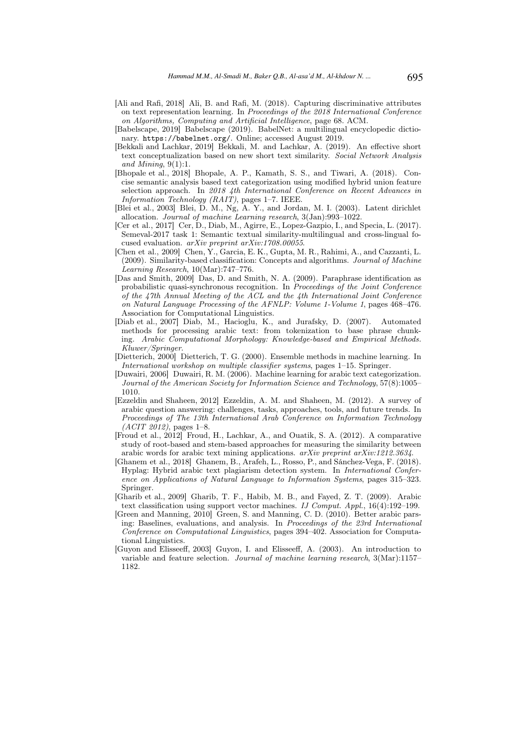[Ali and Rafi, 2018] Ali, B. and Rafi, M. (2018). Capturing discriminative attributes on text representation learning. In *Proceedings of the 2018 International Conference on Algorithms, Computing and Artificial Intelligence*, page 68. ACM.

[Babelscape, 2019] Babelscape (2019). BabelNet: a multilingual encyclopedic dictionary. https://babelnet.org/. Online; accessed August 2019.

[Bekkali and Lachkar, 2019] Bekkali, M. and Lachkar, A. (2019). An effective short text conceptualization based on new short text similarity. *Social Network Analysis and Mining*, 9(1):1.

[Bhopale et al., 2018] Bhopale, A. P., Kamath, S. S., and Tiwari, A. (2018). Concise semantic analysis based text categorization using modified hybrid union feature selection approach. In *2018 4th International Conference on Recent Advances in Information Technology (RAIT)*, pages 1–7. IEEE.

[Blei et al., 2003] Blei, D. M., Ng, A. Y., and Jordan, M. I. (2003). Latent dirichlet allocation. *Journal of machine Learning research*, 3(Jan):993–1022.

[Cer et al., 2017] Cer, D., Diab, M., Agirre, E., Lopez-Gazpio, I., and Specia, L. (2017). Semeval-2017 task 1: Semantic textual similarity-multilingual and cross-lingual focused evaluation. *arXiv preprint arXiv:1708.00055*.

[Chen et al., 2009] Chen, Y., Garcia, E. K., Gupta, M. R., Rahimi, A., and Cazzanti, L. (2009). Similarity-based classification: Concepts and algorithms. *Journal of Machine Learning Research*, 10(Mar):747–776.

[Das and Smith, 2009] Das, D. and Smith, N. A. (2009). Paraphrase identification as probabilistic quasi-synchronous recognition. In *Proceedings of the Joint Conference of the 47th Annual Meeting of the ACL and the 4th International Joint Conference on Natural Language Processing of the AFNLP: Volume 1-Volume 1*, pages 468–476. Association for Computational Linguistics.

[Diab et al., 2007] Diab, M., Hacioglu, K., and Jurafsky, D. (2007). Automated methods for processing arabic text: from tokenization to base phrase chunking. *Arabic Computational Morphology: Knowledge-based and Empirical Methods. Kluwer/Springer*.

[Dietterich, 2000] Dietterich, T. G. (2000). Ensemble methods in machine learning. In *International workshop on multiple classifier systems*, pages 1–15. Springer.

[Duwairi, 2006] Duwairi, R. M. (2006). Machine learning for arabic text categorization. *Journal of the American Society for Information Science and Technology*, 57(8):1005–1010.

[Ezzeldin and Shaheen, 2012] Ezzeldin, A. M. and Shaheen, M. (2012). A survey of arabic question answering: challenges, tasks, approaches, tools, and future trends. In *Proceedings of The 13th International Arab Conference on Information Technology (ACIT 2012)*, pages 1–8.

[Froud et al., 2012] Froud, H., Lachkar, A., and Ouatik, S. A. (2012). A comparative study of root-based and stem-based approaches for measuring the similarity between arabic words for arabic text mining applications. *arXiv preprint arXiv:1212.3634*.

[Ghanem et al., 2018] Ghanem, B., Arafeh, L., Rosso, P., and Sánchez-Vega, F. (2018). Hyplag: Hybrid arabic text plagiarism detection system. In *International Conference on Applications of Natural Language to Information Systems*, pages 315–323. Springer.

[Gharib et al., 2009] Gharib, T. F., Habib, M. B., and Fayed, Z. T. (2009). Arabic text classification using support vector machines. *IJ Comput. Appl.*, 16(4):192–199.

[Green and Manning, 2010] Green, S. and Manning, C. D. (2010). Better arabic parsing: Baselines, evaluations, and analysis. In *Proceedings of the 23rd International Conference on Computational Linguistics*, pages 394–402. Association for Computational Linguistics.

[Guyon and Elisseeff, 2003] Guyon, I. and Elisseeff, A. (2003). An introduction to variable and feature selection. *Journal of machine learning research*, 3(Mar):1157–1182.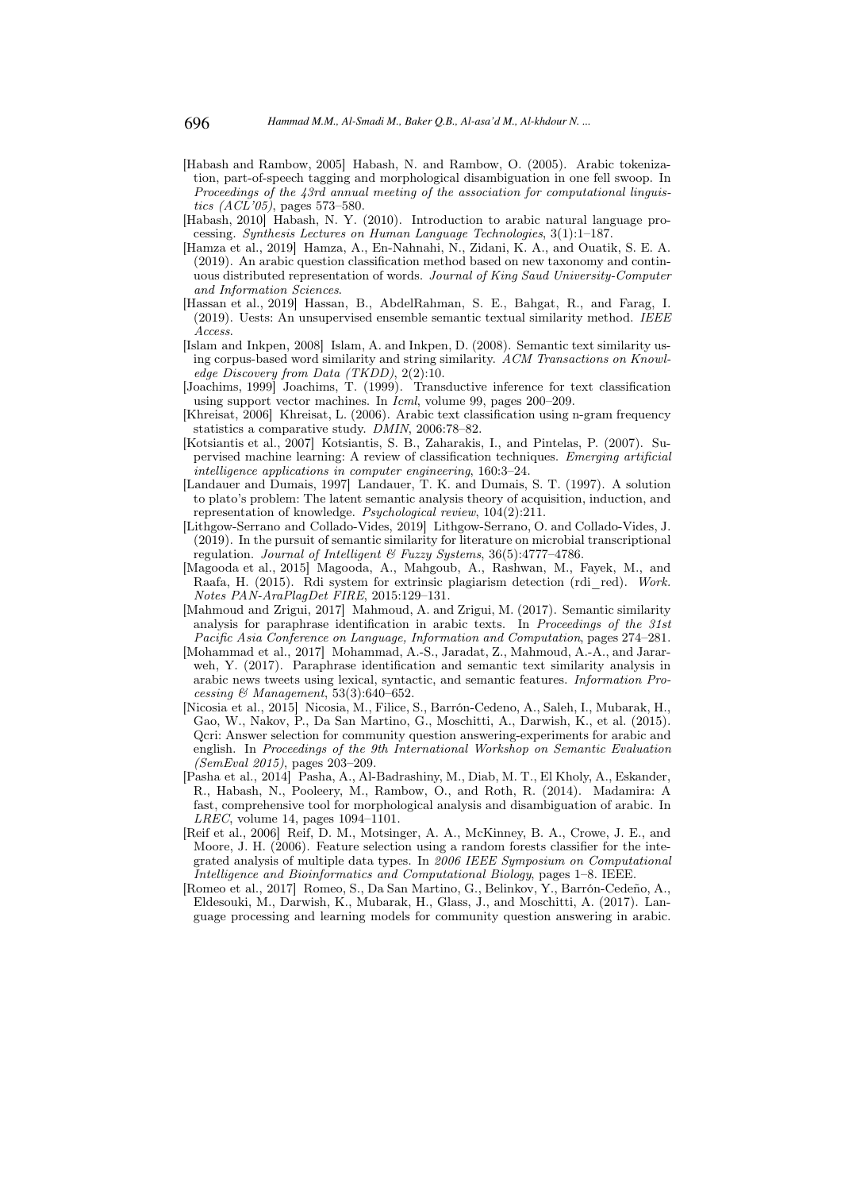[Habash and Rambow, 2005] Habash, N. and Rambow, O. (2005). Arabic tokenization, part-of-speech tagging and morphological disambiguation in one fell swoop. In *Proceedings of the 43rd annual meeting of the association for computational linguistics (ACL'05)*, pages 573–580.

[Habash, 2010] Habash, N. Y. (2010). Introduction to arabic natural language processing. *Synthesis Lectures on Human Language Technologies*, 3(1):1–187.

[Hamza et al., 2019] Hamza, A., En-Nahnahi, N., Zidani, K. A., and Ouatik, S. E. A. (2019). An arabic question classification method based on new taxonomy and continuous distributed representation of words. *Journal of King Saud University-Computer and Information Sciences*.

[Hassan et al., 2019] Hassan, B., AbdelRahman, S. E., Bahgat, R., and Farag, I. (2019). Uests: An unsupervised ensemble semantic textual similarity method. *IEEE Access*.

[Islam and Inkpen, 2008] Islam, A. and Inkpen, D. (2008). Semantic text similarity using corpus-based word similarity and string similarity. *ACM Transactions on Knowledge Discovery from Data (TKDD)*, 2(2):10.

[Joachims, 1999] Joachims, T. (1999). Transductive inference for text classification using support vector machines. In *Icml*, volume 99, pages 200–209.

[Khreisat, 2006] Khreisat, L. (2006). Arabic text classification using n-gram frequency statistics a comparative study. *DMIN*, 2006:78–82.

[Kotsiantis et al., 2007] Kotsiantis, S. B., Zaharakis, I., and Pintelas, P. (2007). Supervised machine learning: A review of classification techniques. *Emerging artificial intelligence applications in computer engineering*, 160:3–24.

[Landauer and Dumais, 1997] Landauer, T. K. and Dumais, S. T. (1997). A solution to plato's problem: The latent semantic analysis theory of acquisition, induction, and representation of knowledge. *Psychological review*, 104(2):211.

[Lithgow-Serrano and Collado-Vides, 2019] Lithgow-Serrano, O. and Collado-Vides, J. (2019). In the pursuit of semantic similarity for literature on microbial transcriptional regulation. *Journal of Intelligent & Fuzzy Systems*, 36(5):4777–4786.

[Magooda et al., 2015] Magooda, A., Mahgoub, A., Rashwan, M., Fayek, M., and Raafa, H. (2015). Rdi system for extrinsic plagiarism detection (rdi_red). *Work. Notes PAN-AraPlagDet FIRE*, 2015:129–131.

[Mahmoud and Zrigui, 2017] Mahmoud, A. and Zrigui, M. (2017). Semantic similarity analysis for paraphrase identification in arabic texts. In *Proceedings of the 31st Pacific Asia Conference on Language, Information and Computation*, pages 274–281.

[Mohammad et al., 2017] Mohammad, A.-S., Jaradat, Z., Mahmoud, A.-A., and Jararweh, Y. (2017). Paraphrase identification and semantic text similarity analysis in arabic news tweets using lexical, syntactic, and semantic features. *Information Processing & Management*, 53(3):640–652.

[Nicosia et al., 2015] Nicosia, M., Filice, S., Barrón-Cedeno, A., Saleh, I., Mubarak, H., Gao, W., Nakov, P., Da San Martino, G., Moschitti, A., Darwish, K., et al. (2015). Qcri: Answer selection for community question answering-experiments for arabic and english. In *Proceedings of the 9th International Workshop on Semantic Evaluation (SemEval 2015)*, pages 203–209.

[Pasha et al., 2014] Pasha, A., Al-Badrashiny, M., Diab, M. T., El Kholy, A., Eskander, R., Habash, N., Pooleery, M., Rambow, O., and Roth, R. (2014). Madamira: A fast, comprehensive tool for morphological analysis and disambiguation of arabic. In *LREC*, volume 14, pages 1094–1101.

[Reif et al., 2006] Reif, D. M., Motsinger, A. A., McKinney, B. A., Crowe, J. E., and Moore, J. H. (2006). Feature selection using a random forests classifier for the integrated analysis of multiple data types. In *2006 IEEE Symposium on Computational Intelligence and Bioinformatics and Computational Biology*, pages 1–8. IEEE.

[Romeo et al., 2017] Romeo, S., Da San Martino, G., Belinkov, Y., Barrón-Cedeño, A., Eldesouki, M., Darwish, K., Mubarak, H., Glass, J., and Moschitti, A. (2017). Language processing and learning models for community question answering in arabic.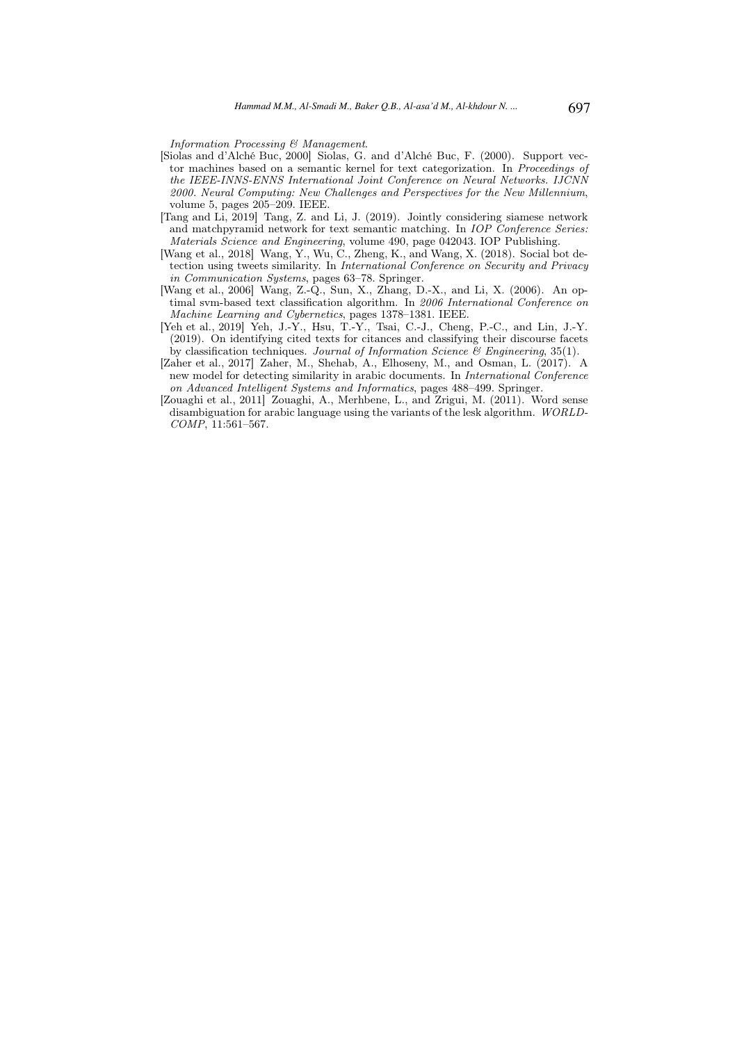*Information Processing & Management*.

[Siolas and d'Alché Buc, 2000] Siolas, G. and d'Alché Buc, F. (2000). Support vector machines based on a semantic kernel for text categorization. In *Proceedings of the IEEE-INNS-ENNS International Joint Conference on Neural Networks. IJCNN 2000. Neural Computing: New Challenges and Perspectives for the New Millennium*, volume 5, pages 205–209. IEEE.

[Tang and Li, 2019] Tang, Z. and Li, J. (2019). Jointly considering siamese network and matchpyramid network for text semantic matching. In *IOP Conference Series: Materials Science and Engineering*, volume 490, page 042043. IOP Publishing.

[Wang et al., 2018] Wang, Y., Wu, C., Zheng, K., and Wang, X. (2018). Social bot detection using tweets similarity. In *International Conference on Security and Privacy in Communication Systems*, pages 63–78. Springer.

[Wang et al., 2006] Wang, Z.-Q., Sun, X., Zhang, D.-X., and Li, X. (2006). An optimal svm-based text classification algorithm. In *2006 International Conference on Machine Learning and Cybernetics*, pages 1378–1381. IEEE.

[Yeh et al., 2019] Yeh, J.-Y., Hsu, T.-Y., Tsai, C.-J., Cheng, P.-C., and Lin, J.-Y. (2019). On identifying cited texts for citances and classifying their discourse facets by classification techniques. *Journal of Information Science & Engineering*, 35(1).

[Zaher et al., 2017] Zaher, M., Shehab, A., Elhoseny, M., and Osman, L. (2017). A new model for detecting similarity in arabic documents. In *International Conference on Advanced Intelligent Systems and Informatics*, pages 488–499. Springer.

[Zouaghi et al., 2011] Zouaghi, A., Merhbene, L., and Zrigui, M. (2011). Word sense disambiguation for arabic language using the variants of the lesk algorithm. *WORLDCOMP*, 11:561–567.